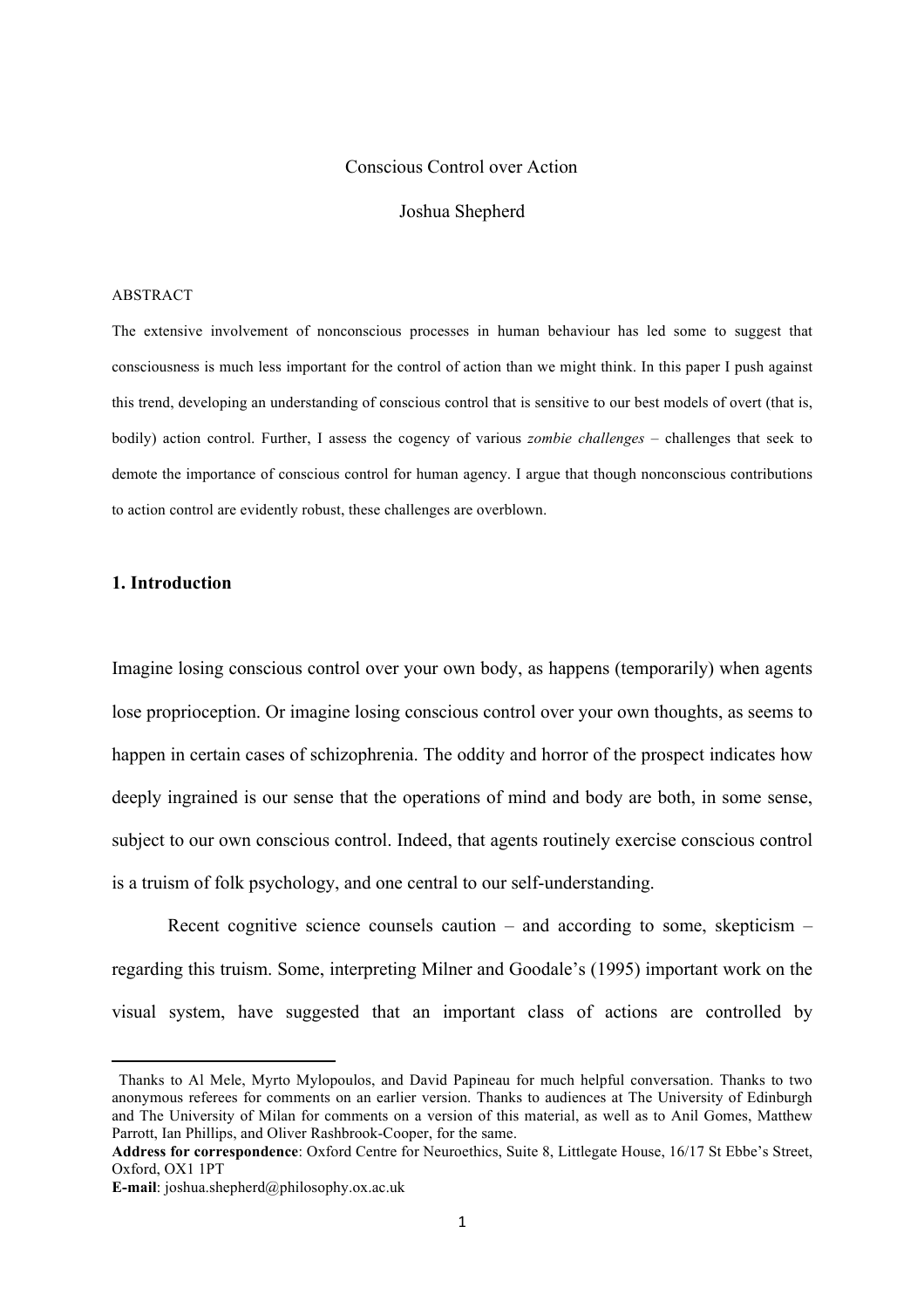# Conscious Control over Action

Joshua Shepherd

ABSTRACT

The extensive involvement of nonconscious processes in human behaviour has led some to suggest that consciousness is much less important for the control of action than we might think. In this paper I push against this trend, developing an understanding of conscious control that is sensitive to our best models of overt (that is, bodily) action control. Further, I assess the cogency of various *zombie challenges* – challenges that seek to demote the importance of conscious control for human agency. I argue that though nonconscious contributions to action control are evidently robust, these challenges are overblown.

## 1. Introduction

Imagine losing conscious control over your own body, as happens (temporarily) when agents lose proprioception. Or imagine losing conscious control over your own thoughts, as seems to happen in certain cases of schizophrenia. The oddity and horror of the prospect indicates how deeply ingrained is our sense that the operations of mind and body are both, in some sense, subject to our own conscious control. Indeed, that agents routinely exercise conscious control is a truism of folk psychology, and one central to our self-understanding.

Recent cognitive science counsels caution – and according to some, skepticism – regarding this truism. Some, interpreting Milner and Goodale's (1995) important work on the visual system, have suggested that an important class of actions are controlled by

Thanks to Al Mele, Myrto Mylopoulos, and David Papineau for much helpful conversation. Thanks to two anonymous referees for comments on an earlier version. Thanks to audiences at The University of Edinburgh and The University of Milan for comments on a version of this material, as well as to Anil Gomes, Matthew Parrott, Ian Phillips, and Oliver Rashbrook-Cooper, for the same.

**Address for correspondence**: Oxford Centre for Neuroethics, Suite 8, Littlegate House, 16/17 St Ebbe's Street, Oxford, OX1 1PT

**E-mail**: joshua.shepherd@philosophy.ox.ac.uk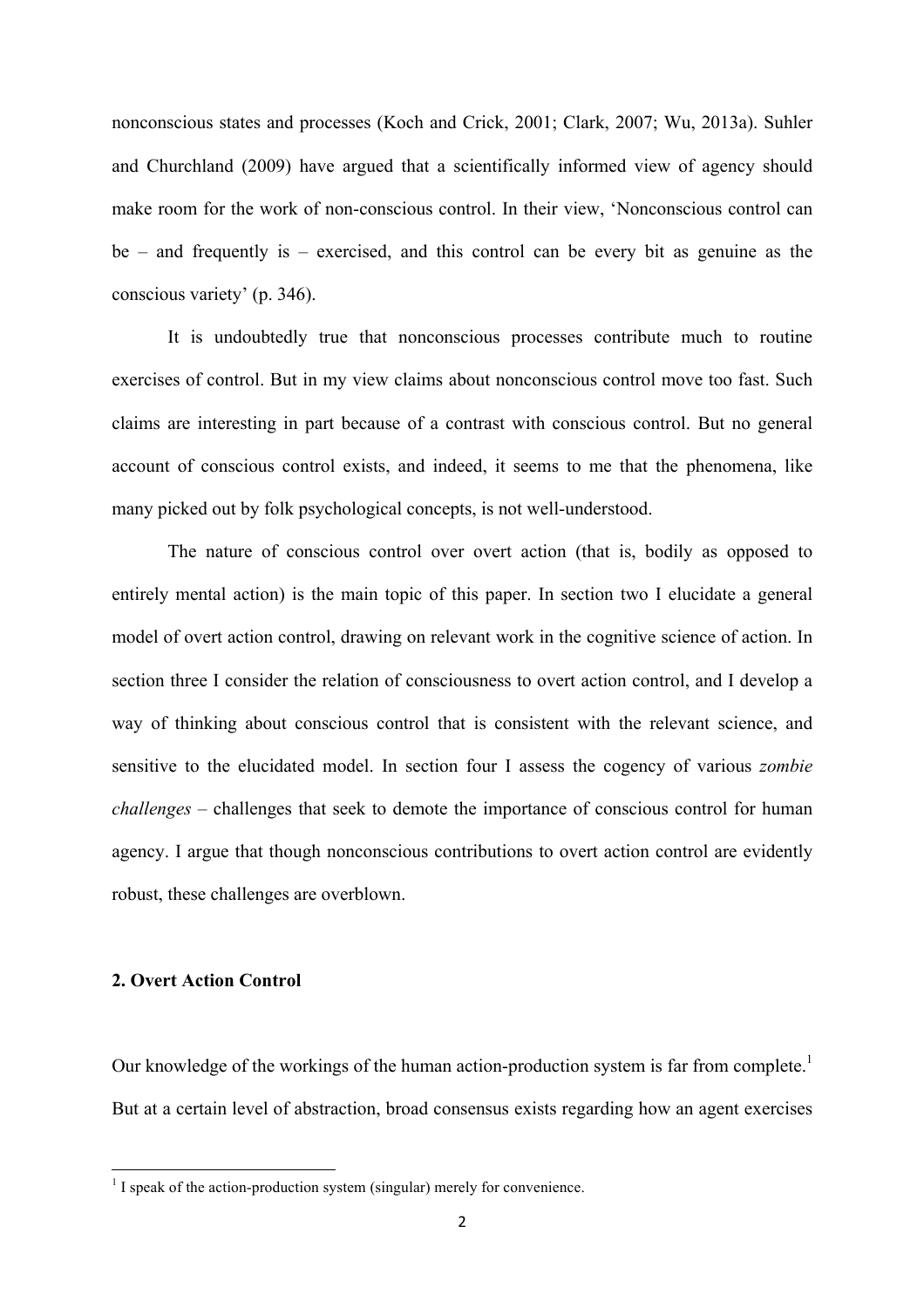nonconscious states and processes (Koch and Crick, 2001; Clark, 2007; Wu, 2013a). Suhler and Churchland (2009) have argued that a scientifically informed view of agency should make room for the work of non-conscious control. In their view, 'Nonconscious control can be – and frequently is – exercised, and this control can be every bit as genuine as the conscious variety' (p. 346).

It is undoubtedly true that nonconscious processes contribute much to routine exercises of control. But in my view claims about nonconscious control move too fast. Such claims are interesting in part because of a contrast with conscious control. But no general account of conscious control exists, and indeed, it seems to me that the phenomena, like many picked out by folk psychological concepts, is not well-understood.

The nature of conscious control over overt action (that is, bodily as opposed to entirely mental action) is the main topic of this paper. In section two I elucidate a general model of overt action control, drawing on relevant work in the cognitive science of action. In section three I consider the relation of consciousness to overt action control, and I develop a way of thinking about conscious control that is consistent with the relevant science, and sensitive to the elucidated model. In section four I assess the cogency of various *zombie challenges* – challenges that seek to demote the importance of conscious control for human agency. I argue that though nonconscious contributions to overt action control are evidently robust, these challenges are overblown.

## 2. Overt Action Control

Our knowledge of the workings of the human action-production system is far from complete.[1] But at a certain level of abstraction, broad consensus exists regarding how an agent exercises

[1] I speak of the action-production system (singular) merely for convenience.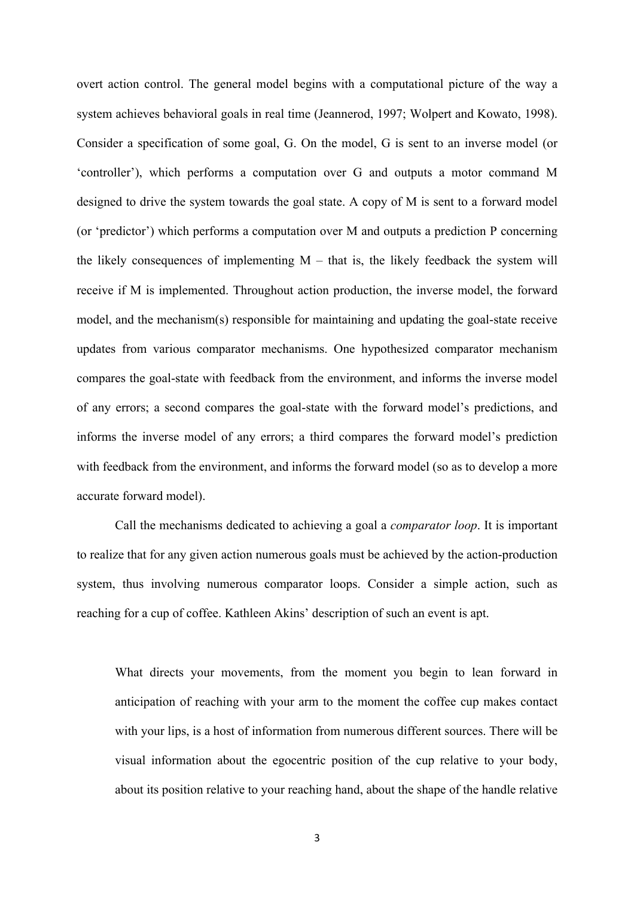overt action control. The general model begins with a computational picture of the way a system achieves behavioral goals in real time (Jeannerod, 1997; Wolpert and Kowato, 1998). Consider a specification of some goal, G. On the model, G is sent to an inverse model (or 'controller'), which performs a computation over G and outputs a motor command M designed to drive the system towards the goal state. A copy of M is sent to a forward model (or 'predictor') which performs a computation over M and outputs a prediction P concerning the likely consequences of implementing M – that is, the likely feedback the system will receive if M is implemented. Throughout action production, the inverse model, the forward model, and the mechanism(s) responsible for maintaining and updating the goal-state receive updates from various comparator mechanisms. One hypothesized comparator mechanism compares the goal-state with feedback from the environment, and informs the inverse model of any errors; a second compares the goal-state with the forward model's predictions, and informs the inverse model of any errors; a third compares the forward model's prediction with feedback from the environment, and informs the forward model (so as to develop a more accurate forward model).

Call the mechanisms dedicated to achieving a goal a *comparator loop*. It is important to realize that for any given action numerous goals must be achieved by the action-production system, thus involving numerous comparator loops. Consider a simple action, such as reaching for a cup of coffee. Kathleen Akins' description of such an event is apt.

> What directs your movements, from the moment you begin to lean forward in anticipation of reaching with your arm to the moment the coffee cup makes contact with your lips, is a host of information from numerous different sources. There will be visual information about the egocentric position of the cup relative to your body, about its position relative to your reaching hand, about the shape of the handle relative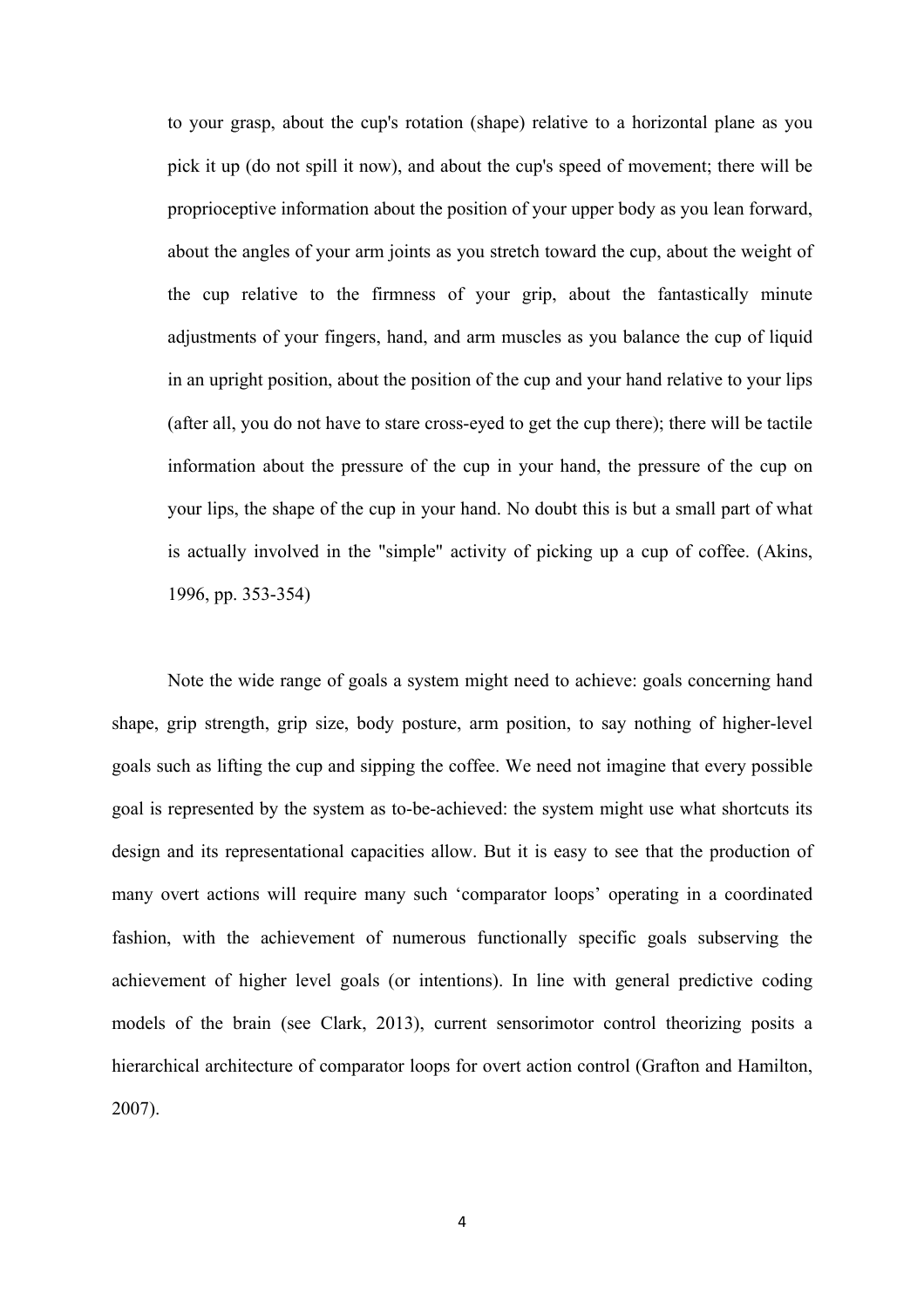> to your grasp, about the cup's rotation (shape) relative to a horizontal plane as you pick it up (do not spill it now), and about the cup's speed of movement; there will be proprioceptive information about the position of your upper body as you lean forward, about the angles of your arm joints as you stretch toward the cup, about the weight of the cup relative to the firmness of your grip, about the fantastically minute adjustments of your fingers, hand, and arm muscles as you balance the cup of liquid in an upright position, about the position of the cup and your hand relative to your lips (after all, you do not have to stare cross-eyed to get the cup there); there will be tactile information about the pressure of the cup in your hand, the pressure of the cup on your lips, the shape of the cup in your hand. No doubt this is but a small part of what is actually involved in the "simple" activity of picking up a cup of coffee. (Akins, 1996, pp. 353-354)

Note the wide range of goals a system might need to achieve: goals concerning hand shape, grip strength, grip size, body posture, arm position, to say nothing of higher-level goals such as lifting the cup and sipping the coffee. We need not imagine that every possible goal is represented by the system as to-be-achieved: the system might use what shortcuts its design and its representational capacities allow. But it is easy to see that the production of many overt actions will require many such 'comparator loops' operating in a coordinated fashion, with the achievement of numerous functionally specific goals subserving the achievement of higher level goals (or intentions). In line with general predictive coding models of the brain (see Clark, 2013), current sensorimotor control theorizing posits a hierarchical architecture of comparator loops for overt action control (Grafton and Hamilton, 2007).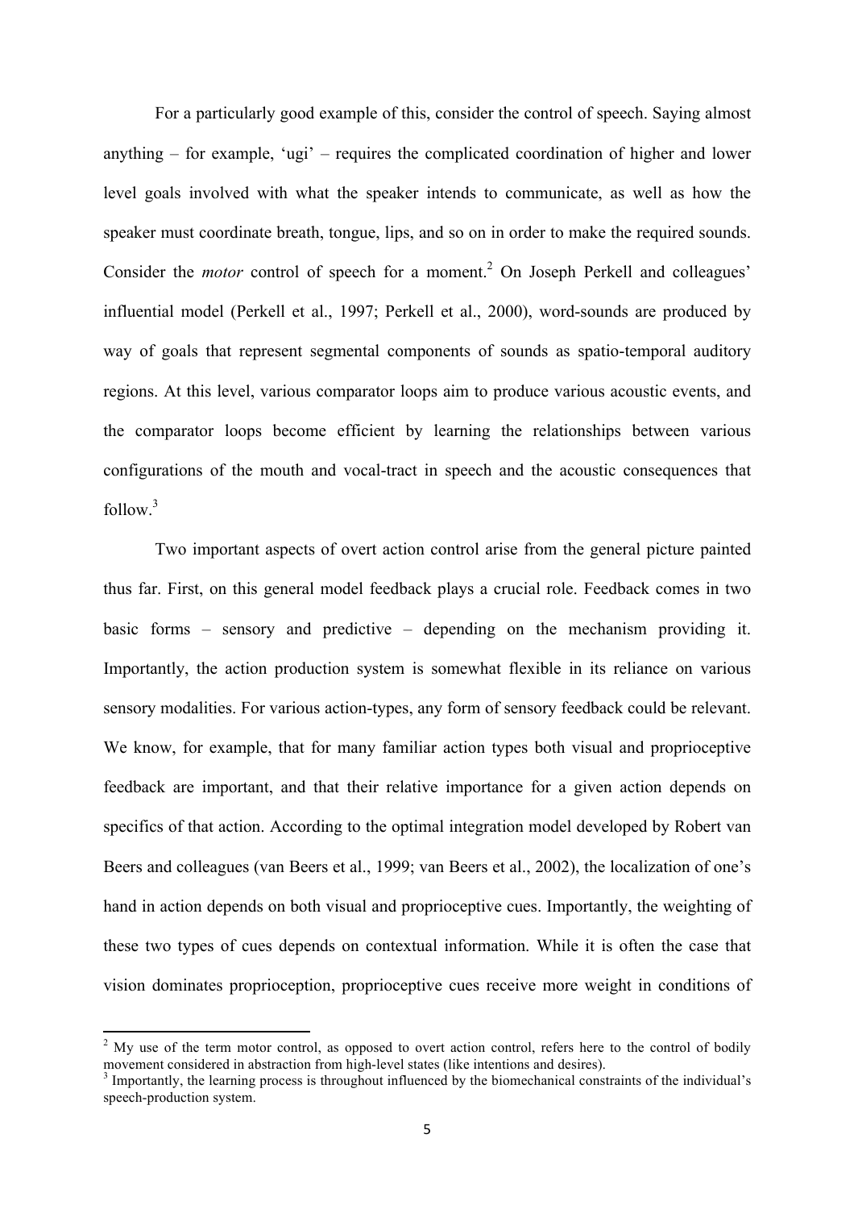For a particularly good example of this, consider the control of speech. Saying almost anything – for example, 'ugi' – requires the complicated coordination of higher and lower level goals involved with what the speaker intends to communicate, as well as how the speaker must coordinate breath, tongue, lips, and so on in order to make the required sounds. Consider the *motor* control of speech for a moment.[2] On Joseph Perkell and colleagues' influential model (Perkell et al., 1997; Perkell et al., 2000), word-sounds are produced by way of goals that represent segmental components of sounds as spatio-temporal auditory regions. At this level, various comparator loops aim to produce various acoustic events, and the comparator loops become efficient by learning the relationships between various configurations of the mouth and vocal-tract in speech and the acoustic consequences that follow.[3]

Two important aspects of overt action control arise from the general picture painted thus far. First, on this general model feedback plays a crucial role. Feedback comes in two basic forms – sensory and predictive – depending on the mechanism providing it. Importantly, the action production system is somewhat flexible in its reliance on various sensory modalities. For various action-types, any form of sensory feedback could be relevant. We know, for example, that for many familiar action types both visual and proprioceptive feedback are important, and that their relative importance for a given action depends on specifics of that action. According to the optimal integration model developed by Robert van Beers and colleagues (van Beers et al., 1999; van Beers et al., 2002), the localization of one's hand in action depends on both visual and proprioceptive cues. Importantly, the weighting of these two types of cues depends on contextual information. While it is often the case that vision dominates proprioception, proprioceptive cues receive more weight in conditions of

---

[2] My use of the term motor control, as opposed to overt action control, refers here to the control of bodily movement considered in abstraction from high-level states (like intentions and desires).

[3] Importantly, the learning process is throughout influenced by the biomechanical constraints of the individual's speech-production system.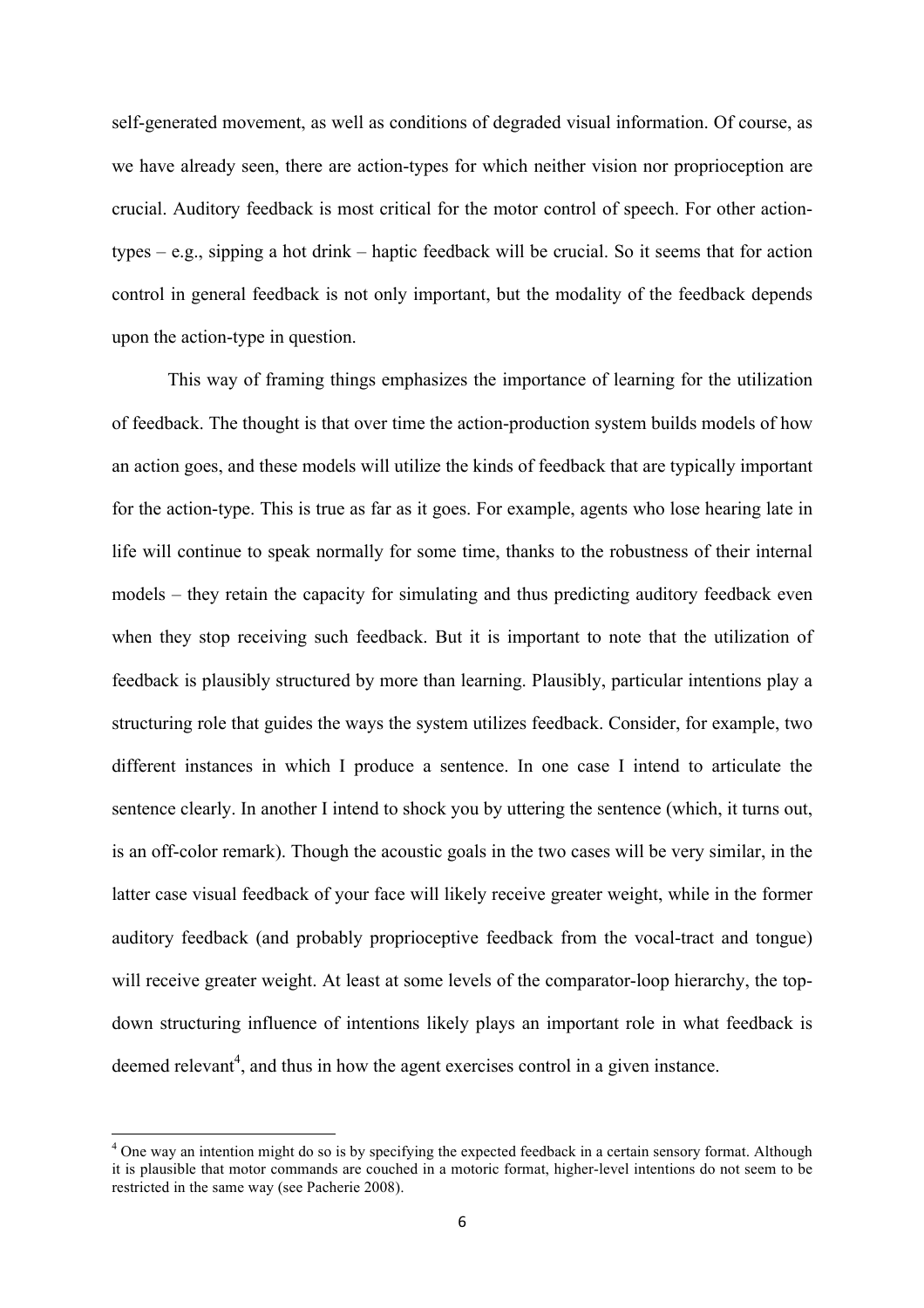self-generated movement, as well as conditions of degraded visual information. Of course, as we have already seen, there are action-types for which neither vision nor proprioception are crucial. Auditory feedback is most critical for the motor control of speech. For other action-types – e.g., sipping a hot drink – haptic feedback will be crucial. So it seems that for action control in general feedback is not only important, but the modality of the feedback depends upon the action-type in question.

This way of framing things emphasizes the importance of learning for the utilization of feedback. The thought is that over time the action-production system builds models of how an action goes, and these models will utilize the kinds of feedback that are typically important for the action-type. This is true as far as it goes. For example, agents who lose hearing late in life will continue to speak normally for some time, thanks to the robustness of their internal models – they retain the capacity for simulating and thus predicting auditory feedback even when they stop receiving such feedback. But it is important to note that the utilization of feedback is plausibly structured by more than learning. Plausibly, particular intentions play a structuring role that guides the ways the system utilizes feedback. Consider, for example, two different instances in which I produce a sentence. In one case I intend to articulate the sentence clearly. In another I intend to shock you by uttering the sentence (which, it turns out, is an off-color remark). Though the acoustic goals in the two cases will be very similar, in the latter case visual feedback of your face will likely receive greater weight, while in the former auditory feedback (and probably proprioceptive feedback from the vocal-tract and tongue) will receive greater weight. At least at some levels of the comparator-loop hierarchy, the top-down structuring influence of intentions likely plays an important role in what feedback is deemed relevant[4], and thus in how the agent exercises control in a given instance.

---

[4] One way an intention might do so is by specifying the expected feedback in a certain sensory format. Although it is plausible that motor commands are couched in a motoric format, higher-level intentions do not seem to be restricted in the same way (see Pacherie 2008).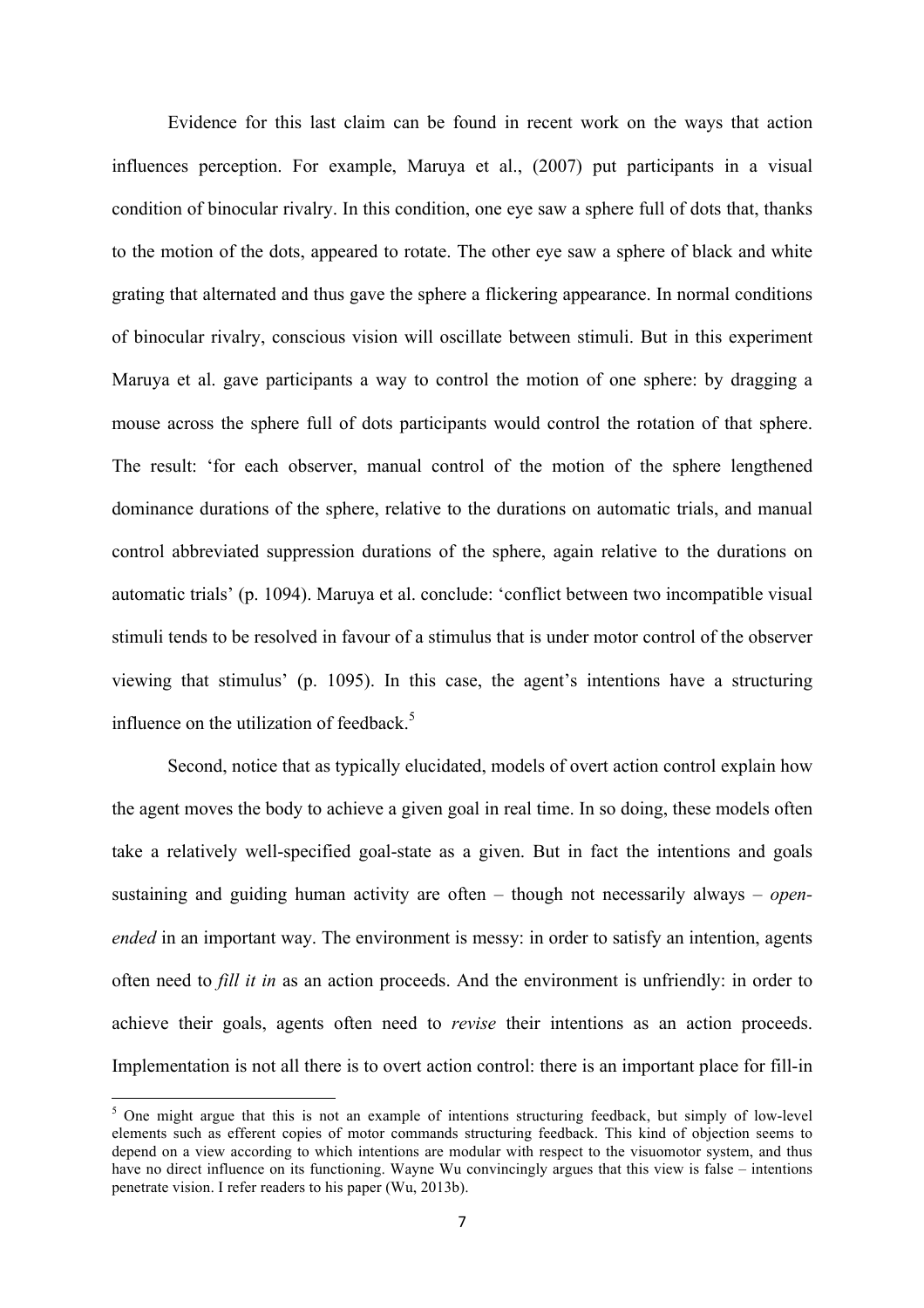Evidence for this last claim can be found in recent work on the ways that action influences perception. For example, Maruya et al., (2007) put participants in a visual condition of binocular rivalry. In this condition, one eye saw a sphere full of dots that, thanks to the motion of the dots, appeared to rotate. The other eye saw a sphere of black and white grating that alternated and thus gave the sphere a flickering appearance. In normal conditions of binocular rivalry, conscious vision will oscillate between stimuli. But in this experiment Maruya et al. gave participants a way to control the motion of one sphere: by dragging a mouse across the sphere full of dots participants would control the rotation of that sphere. The result: 'for each observer, manual control of the motion of the sphere lengthened dominance durations of the sphere, relative to the durations on automatic trials, and manual control abbreviated suppression durations of the sphere, again relative to the durations on automatic trials' (p. 1094). Maruya et al. conclude: 'conflict between two incompatible visual stimuli tends to be resolved in favour of a stimulus that is under motor control of the observer viewing that stimulus' (p. 1095). In this case, the agent's intentions have a structuring influence on the utilization of feedback.[5]

Second, notice that as typically elucidated, models of overt action control explain how the agent moves the body to achieve a given goal in real time. In so doing, these models often take a relatively well-specified goal-state as a given. But in fact the intentions and goals sustaining and guiding human activity are often – though not necessarily always – *open-ended* in an important way. The environment is messy: in order to satisfy an intention, agents often need to *fill it in* as an action proceeds. And the environment is unfriendly: in order to achieve their goals, agents often need to *revise* their intentions as an action proceeds. Implementation is not all there is to overt action control: there is an important place for fill-in

[5] One might argue that this is not an example of intentions structuring feedback, but simply of low-level elements such as efferent copies of motor commands structuring feedback. This kind of objection seems to depend on a view according to which intentions are modular with respect to the visuomotor system, and thus have no direct influence on its functioning. Wayne Wu convincingly argues that this view is false – intentions penetrate vision. I refer readers to his paper (Wu, 2013b).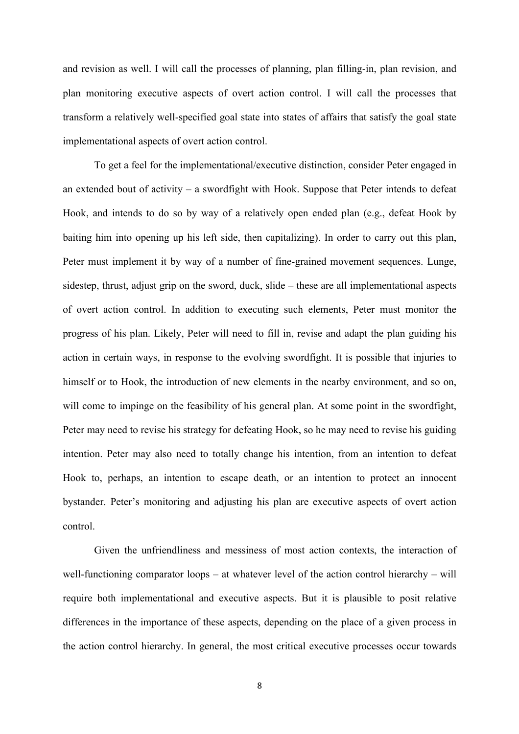and revision as well. I will call the processes of planning, plan filling-in, plan revision, and plan monitoring executive aspects of overt action control. I will call the processes that transform a relatively well-specified goal state into states of affairs that satisfy the goal state implementational aspects of overt action control.

To get a feel for the implementational/executive distinction, consider Peter engaged in an extended bout of activity – a swordfight with Hook. Suppose that Peter intends to defeat Hook, and intends to do so by way of a relatively open ended plan (e.g., defeat Hook by baiting him into opening up his left side, then capitalizing). In order to carry out this plan, Peter must implement it by way of a number of fine-grained movement sequences. Lunge, sidestep, thrust, adjust grip on the sword, duck, slide – these are all implementational aspects of overt action control. In addition to executing such elements, Peter must monitor the progress of his plan. Likely, Peter will need to fill in, revise and adapt the plan guiding his action in certain ways, in response to the evolving swordfight. It is possible that injuries to himself or to Hook, the introduction of new elements in the nearby environment, and so on, will come to impinge on the feasibility of his general plan. At some point in the swordfight, Peter may need to revise his strategy for defeating Hook, so he may need to revise his guiding intention. Peter may also need to totally change his intention, from an intention to defeat Hook to, perhaps, an intention to escape death, or an intention to protect an innocent bystander. Peter's monitoring and adjusting his plan are executive aspects of overt action control.

Given the unfriendliness and messiness of most action contexts, the interaction of well-functioning comparator loops – at whatever level of the action control hierarchy – will require both implementational and executive aspects. But it is plausible to posit relative differences in the importance of these aspects, depending on the place of a given process in the action control hierarchy. In general, the most critical executive processes occur towards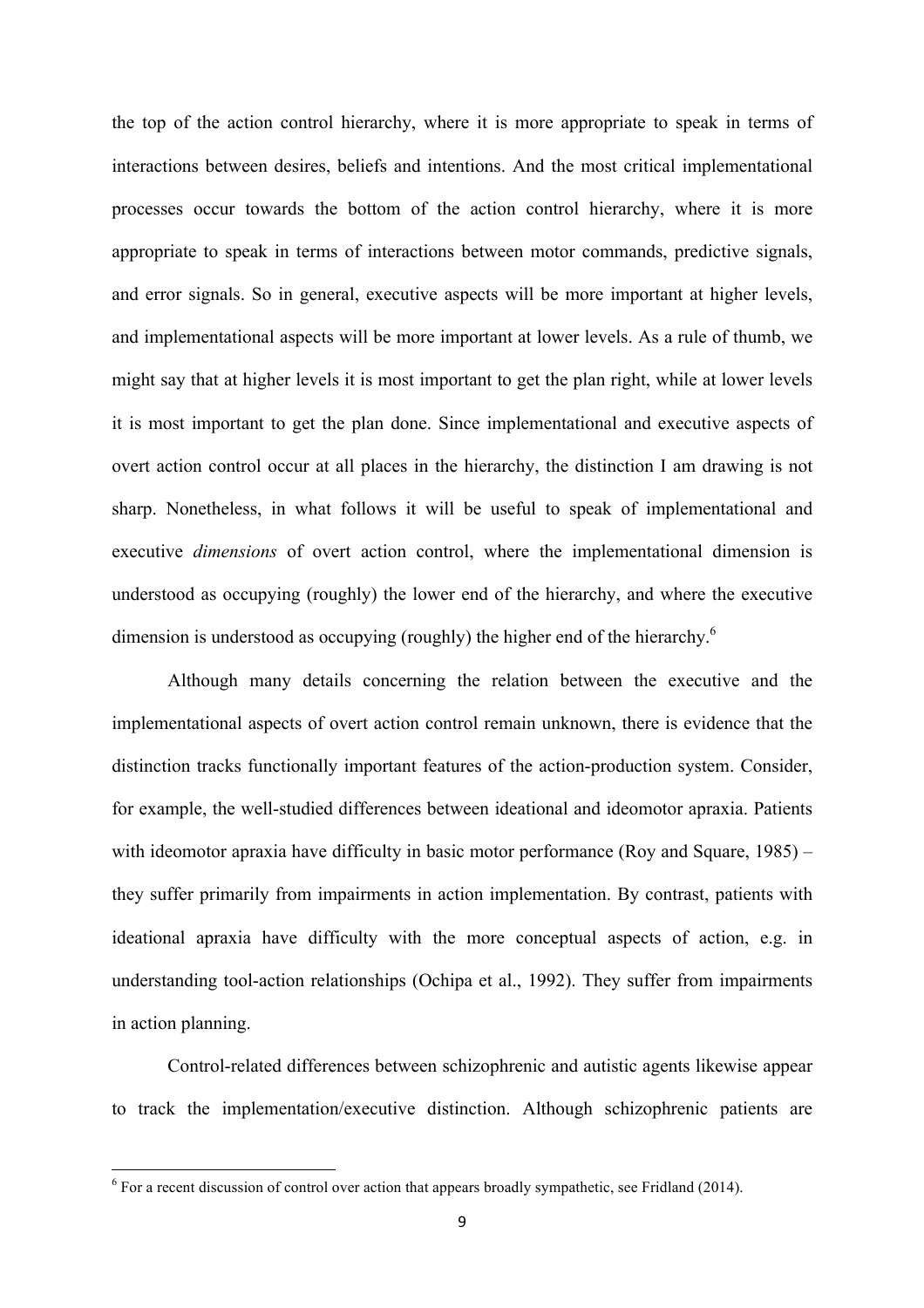the top of the action control hierarchy, where it is more appropriate to speak in terms of interactions between desires, beliefs and intentions. And the most critical implementational processes occur towards the bottom of the action control hierarchy, where it is more appropriate to speak in terms of interactions between motor commands, predictive signals, and error signals. So in general, executive aspects will be more important at higher levels, and implementational aspects will be more important at lower levels. As a rule of thumb, we might say that at higher levels it is most important to get the plan right, while at lower levels it is most important to get the plan done. Since implementational and executive aspects of overt action control occur at all places in the hierarchy, the distinction I am drawing is not sharp. Nonetheless, in what follows it will be useful to speak of implementational and executive *dimensions* of overt action control, where the implementational dimension is understood as occupying (roughly) the lower end of the hierarchy, and where the executive dimension is understood as occupying (roughly) the higher end of the hierarchy.[6]

Although many details concerning the relation between the executive and the implementational aspects of overt action control remain unknown, there is evidence that the distinction tracks functionally important features of the action-production system. Consider, for example, the well-studied differences between ideational and ideomotor apraxia. Patients with ideomotor apraxia have difficulty in basic motor performance (Roy and Square, 1985) – they suffer primarily from impairments in action implementation. By contrast, patients with ideational apraxia have difficulty with the more conceptual aspects of action, e.g. in understanding tool-action relationships (Ochipa et al., 1992). They suffer from impairments in action planning.

Control-related differences between schizophrenic and autistic agents likewise appear to track the implementation/executive distinction. Although schizophrenic patients are

[6] For a recent discussion of control over action that appears broadly sympathetic, see Fridland (2014).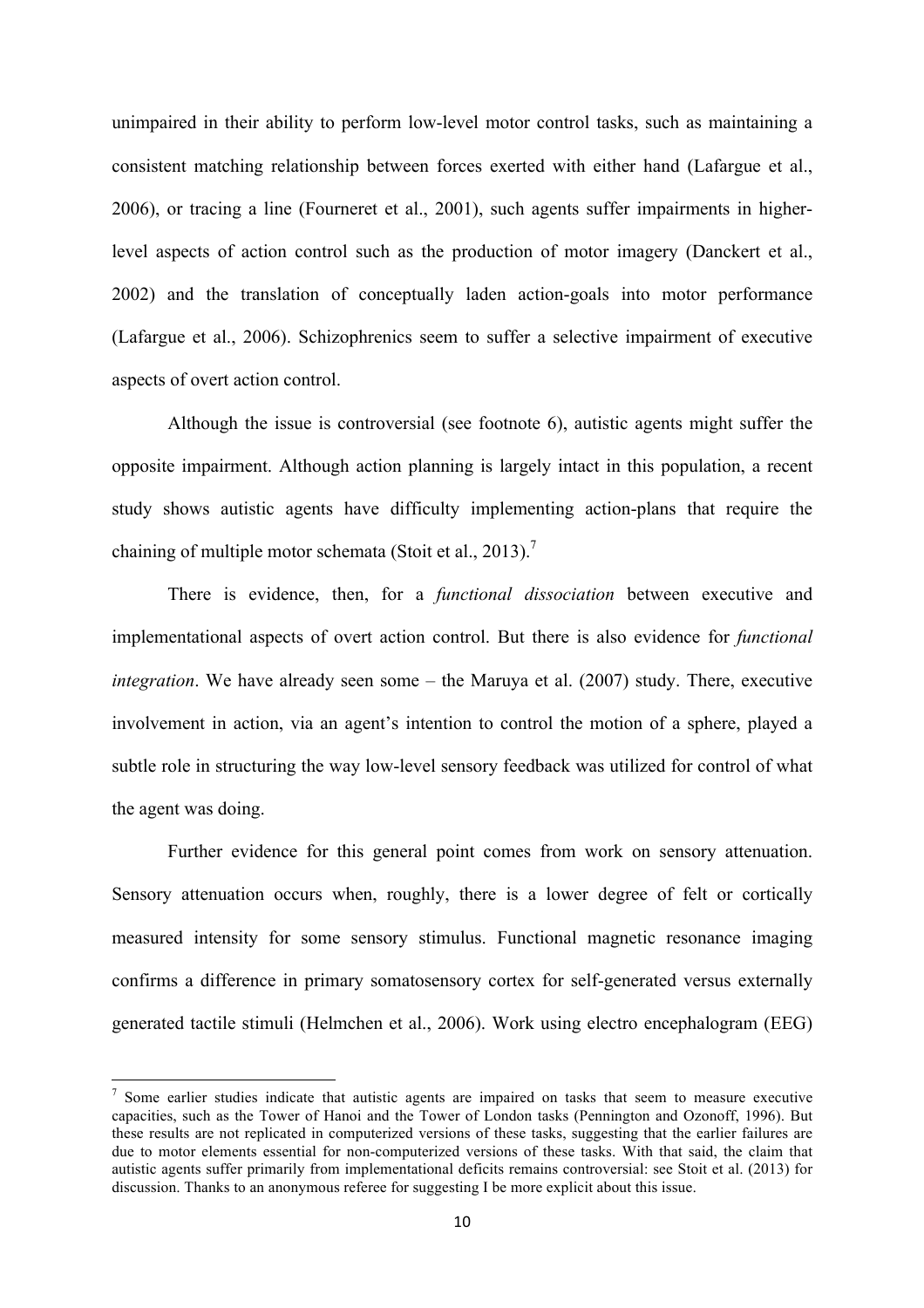unimpaired in their ability to perform low-level motor control tasks, such as maintaining a consistent matching relationship between forces exerted with either hand (Lafargue et al., 2006), or tracing a line (Fourneret et al., 2001), such agents suffer impairments in higher-level aspects of action control such as the production of motor imagery (Danckert et al., 2002) and the translation of conceptually laden action-goals into motor performance (Lafargue et al., 2006). Schizophrenics seem to suffer a selective impairment of executive aspects of overt action control.

Although the issue is controversial (see footnote 6), autistic agents might suffer the opposite impairment. Although action planning is largely intact in this population, a recent study shows autistic agents have difficulty implementing action-plans that require the chaining of multiple motor schemata (Stoit et al., 2013).[7]

There is evidence, then, for a *functional dissociation* between executive and implementational aspects of overt action control. But there is also evidence for *functional integration*. We have already seen some – the Maruya et al. (2007) study. There, executive involvement in action, via an agent's intention to control the motion of a sphere, played a subtle role in structuring the way low-level sensory feedback was utilized for control of what the agent was doing.

Further evidence for this general point comes from work on sensory attenuation. Sensory attenuation occurs when, roughly, there is a lower degree of felt or cortically measured intensity for some sensory stimulus. Functional magnetic resonance imaging confirms a difference in primary somatosensory cortex for self-generated versus externally generated tactile stimuli (Helmchen et al., 2006). Work using electro encephalogram (EEG)

---

[7] Some earlier studies indicate that autistic agents are impaired on tasks that seem to measure executive capacities, such as the Tower of Hanoi and the Tower of London tasks (Pennington and Ozonoff, 1996). But these results are not replicated in computerized versions of these tasks, suggesting that the earlier failures are due to motor elements essential for non-computerized versions of these tasks. With that said, the claim that autistic agents suffer primarily from implementational deficits remains controversial: see Stoit et al. (2013) for discussion. Thanks to an anonymous referee for suggesting I be more explicit about this issue.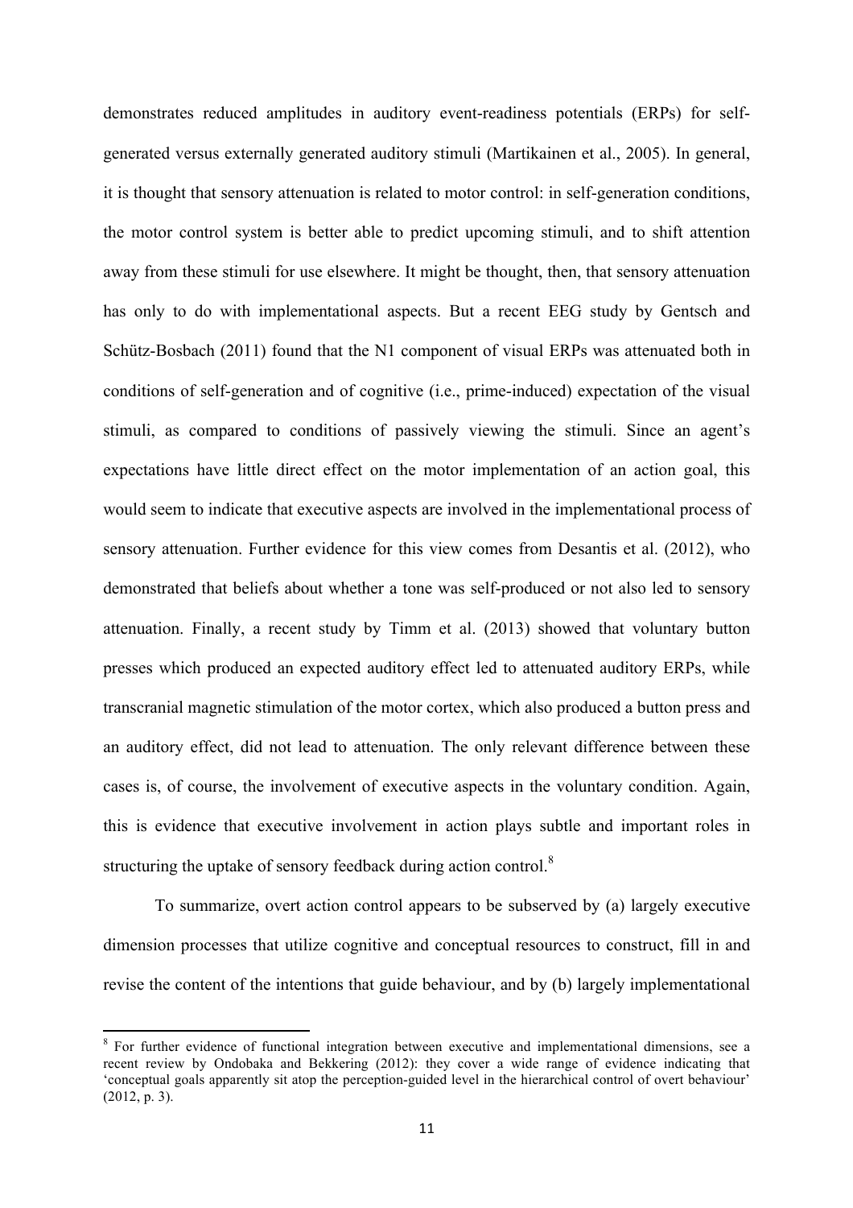demonstrates reduced amplitudes in auditory event-readiness potentials (ERPs) for self-generated versus externally generated auditory stimuli (Martikainen et al., 2005). In general, it is thought that sensory attenuation is related to motor control: in self-generation conditions, the motor control system is better able to predict upcoming stimuli, and to shift attention away from these stimuli for use elsewhere. It might be thought, then, that sensory attenuation has only to do with implementational aspects. But a recent EEG study by Gentsch and Schütz-Bosbach (2011) found that the N1 component of visual ERPs was attenuated both in conditions of self-generation and of cognitive (i.e., prime-induced) expectation of the visual stimuli, as compared to conditions of passively viewing the stimuli. Since an agent's expectations have little direct effect on the motor implementation of an action goal, this would seem to indicate that executive aspects are involved in the implementational process of sensory attenuation. Further evidence for this view comes from Desantis et al. (2012), who demonstrated that beliefs about whether a tone was self-produced or not also led to sensory attenuation. Finally, a recent study by Timm et al. (2013) showed that voluntary button presses which produced an expected auditory effect led to attenuated auditory ERPs, while transcranial magnetic stimulation of the motor cortex, which also produced a button press and an auditory effect, did not lead to attenuation. The only relevant difference between these cases is, of course, the involvement of executive aspects in the voluntary condition. Again, this is evidence that executive involvement in action plays subtle and important roles in structuring the uptake of sensory feedback during action control.[8]

To summarize, overt action control appears to be subserved by (a) largely executive dimension processes that utilize cognitive and conceptual resources to construct, fill in and revise the content of the intentions that guide behaviour, and by (b) largely implementational

[8] For further evidence of functional integration between executive and implementational dimensions, see a recent review by Ondobaka and Bekkering (2012): they cover a wide range of evidence indicating that 'conceptual goals apparently sit atop the perception-guided level in the hierarchical control of overt behaviour' (2012, p. 3).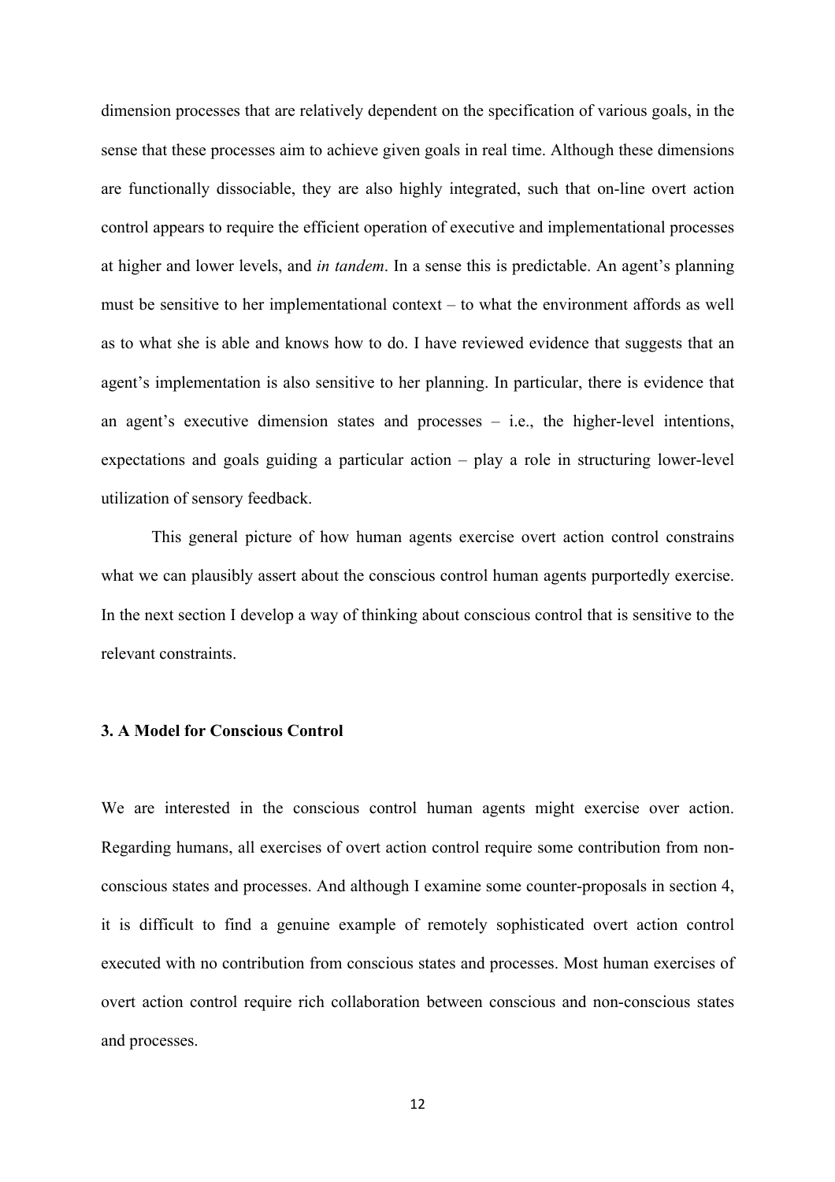dimension processes that are relatively dependent on the specification of various goals, in the sense that these processes aim to achieve given goals in real time. Although these dimensions are functionally dissociable, they are also highly integrated, such that on-line overt action control appears to require the efficient operation of executive and implementational processes at higher and lower levels, and *in tandem*. In a sense this is predictable. An agent's planning must be sensitive to her implementational context – to what the environment affords as well as to what she is able and knows how to do. I have reviewed evidence that suggests that an agent's implementation is also sensitive to her planning. In particular, there is evidence that an agent's executive dimension states and processes – i.e., the higher-level intentions, expectations and goals guiding a particular action – play a role in structuring lower-level utilization of sensory feedback.

This general picture of how human agents exercise overt action control constrains what we can plausibly assert about the conscious control human agents purportedly exercise. In the next section I develop a way of thinking about conscious control that is sensitive to the relevant constraints.

## 3. A Model for Conscious Control

We are interested in the conscious control human agents might exercise over action. Regarding humans, all exercises of overt action control require some contribution from non-conscious states and processes. And although I examine some counter-proposals in section 4, it is difficult to find a genuine example of remotely sophisticated overt action control executed with no contribution from conscious states and processes. Most human exercises of overt action control require rich collaboration between conscious and non-conscious states and processes.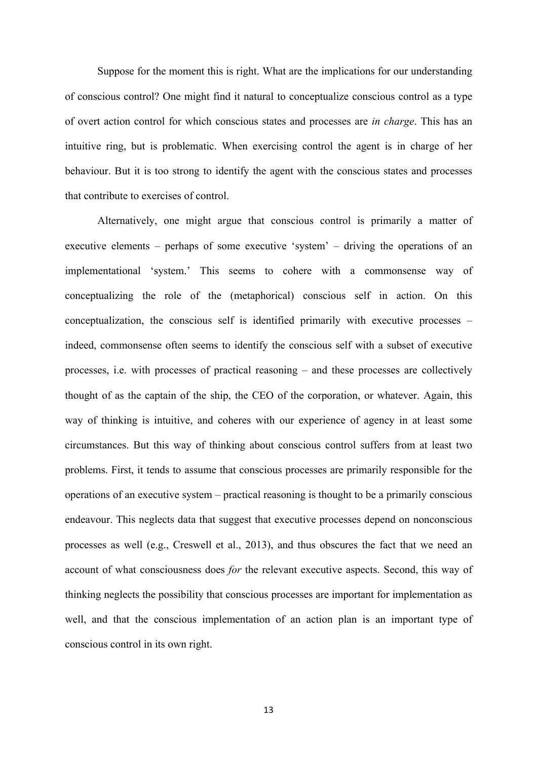Suppose for the moment this is right. What are the implications for our understanding of conscious control? One might find it natural to conceptualize conscious control as a type of overt action control for which conscious states and processes are *in charge*. This has an intuitive ring, but is problematic. When exercising control the agent is in charge of her behaviour. But it is too strong to identify the agent with the conscious states and processes that contribute to exercises of control.

Alternatively, one might argue that conscious control is primarily a matter of executive elements – perhaps of some executive 'system' – driving the operations of an implementational 'system.' This seems to cohere with a commonsense way of conceptualizing the role of the (metaphorical) conscious self in action. On this conceptualization, the conscious self is identified primarily with executive processes – indeed, commonsense often seems to identify the conscious self with a subset of executive processes, i.e. with processes of practical reasoning – and these processes are collectively thought of as the captain of the ship, the CEO of the corporation, or whatever. Again, this way of thinking is intuitive, and coheres with our experience of agency in at least some circumstances. But this way of thinking about conscious control suffers from at least two problems. First, it tends to assume that conscious processes are primarily responsible for the operations of an executive system – practical reasoning is thought to be a primarily conscious endeavour. This neglects data that suggest that executive processes depend on nonconscious processes as well (e.g., Creswell et al., 2013), and thus obscures the fact that we need an account of what consciousness does *for* the relevant executive aspects. Second, this way of thinking neglects the possibility that conscious processes are important for implementation as well, and that the conscious implementation of an action plan is an important type of conscious control in its own right.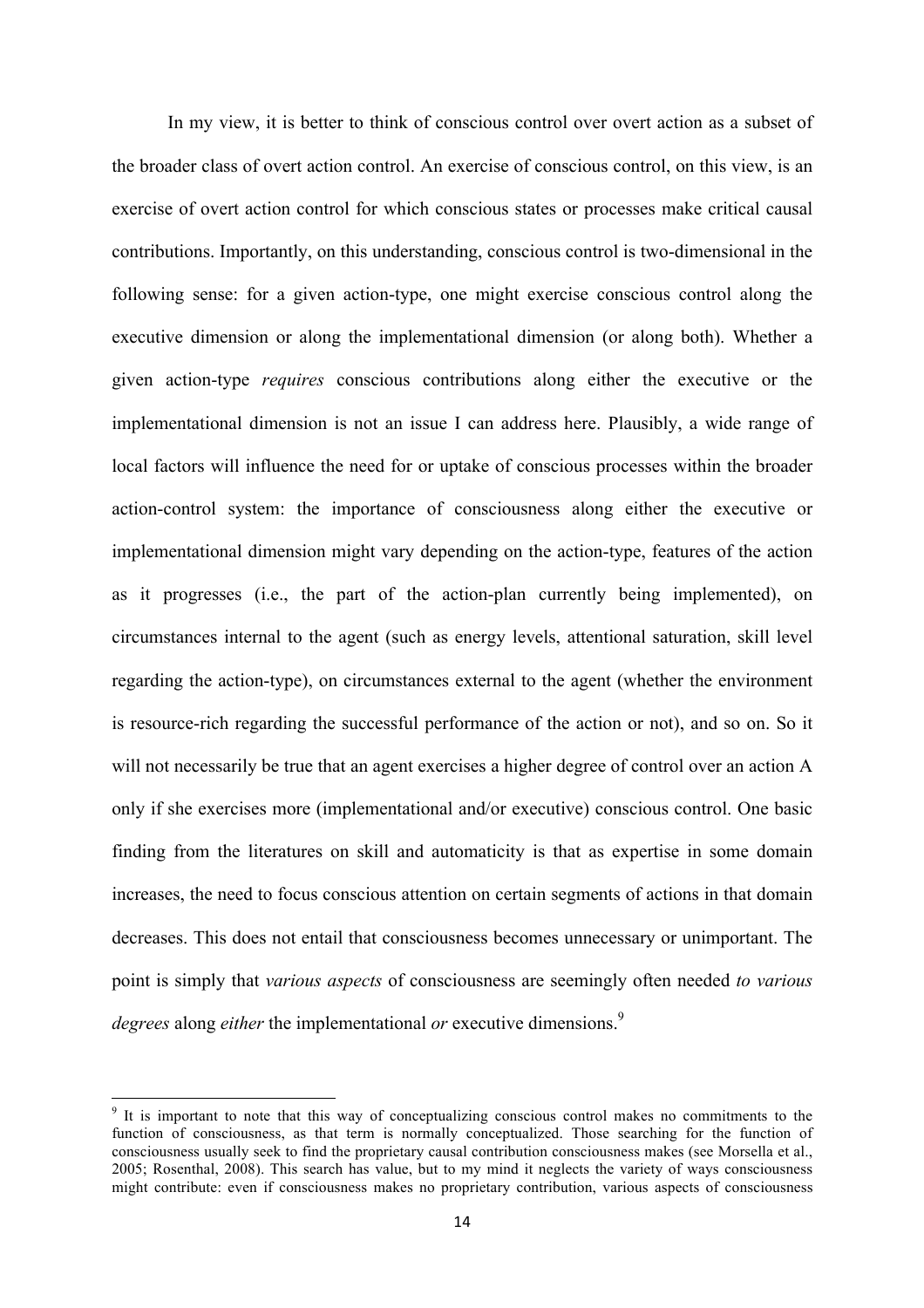In my view, it is better to think of conscious control over overt action as a subset of the broader class of overt action control. An exercise of conscious control, on this view, is an exercise of overt action control for which conscious states or processes make critical causal contributions. Importantly, on this understanding, conscious control is two-dimensional in the following sense: for a given action-type, one might exercise conscious control along the executive dimension or along the implementational dimension (or along both). Whether a given action-type *requires* conscious contributions along either the executive or the implementational dimension is not an issue I can address here. Plausibly, a wide range of local factors will influence the need for or uptake of conscious processes within the broader action-control system: the importance of consciousness along either the executive or implementational dimension might vary depending on the action-type, features of the action as it progresses (i.e., the part of the action-plan currently being implemented), on circumstances internal to the agent (such as energy levels, attentional saturation, skill level regarding the action-type), on circumstances external to the agent (whether the environment is resource-rich regarding the successful performance of the action or not), and so on. So it will not necessarily be true that an agent exercises a higher degree of control over an action A only if she exercises more (implementational and/or executive) conscious control. One basic finding from the literatures on skill and automaticity is that as expertise in some domain increases, the need to focus conscious attention on certain segments of actions in that domain decreases. This does not entail that consciousness becomes unnecessary or unimportant. The point is simply that *various aspects* of consciousness are seemingly often needed *to various degrees* along *either* the implementational *or* executive dimensions.[9]

---

[9] It is important to note that this way of conceptualizing conscious control makes no commitments to the function of consciousness, as that term is normally conceptualized. Those searching for the function of consciousness usually seek to find the proprietary causal contribution consciousness makes (see Morsella et al., 2005; Rosenthal, 2008). This search has value, but to my mind it neglects the variety of ways consciousness might contribute: even if consciousness makes no proprietary contribution, various aspects of consciousness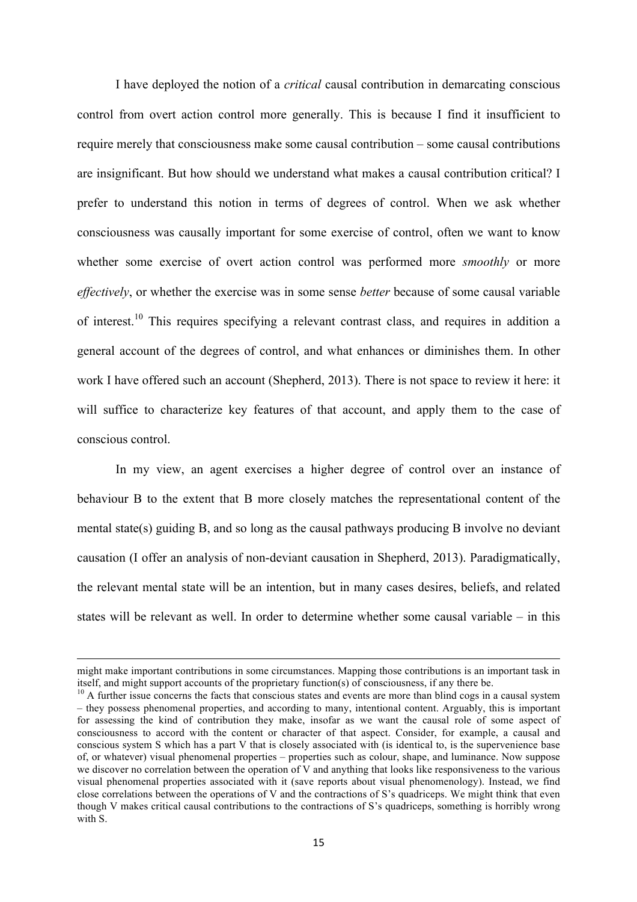I have deployed the notion of a *critical* causal contribution in demarcating conscious control from overt action control more generally. This is because I find it insufficient to require merely that consciousness make some causal contribution – some causal contributions are insignificant. But how should we understand what makes a causal contribution critical? I prefer to understand this notion in terms of degrees of control. When we ask whether consciousness was causally important for some exercise of control, often we want to know whether some exercise of overt action control was performed more *smoothly* or more *effectively*, or whether the exercise was in some sense *better* because of some causal variable of interest.[10] This requires specifying a relevant contrast class, and requires in addition a general account of the degrees of control, and what enhances or diminishes them. In other work I have offered such an account (Shepherd, 2013). There is not space to review it here: it will suffice to characterize key features of that account, and apply them to the case of conscious control.

In my view, an agent exercises a higher degree of control over an instance of behaviour B to the extent that B more closely matches the representational content of the mental state(s) guiding B, and so long as the causal pathways producing B involve no deviant causation (I offer an analysis of non-deviant causation in Shepherd, 2013). Paradigmatically, the relevant mental state will be an intention, but in many cases desires, beliefs, and related states will be relevant as well. In order to determine whether some causal variable – in this

---

might make important contributions in some circumstances. Mapping those contributions is an important task in itself, and might support accounts of the proprietary function(s) of consciousness, if any there be.

[10] A further issue concerns the facts that conscious states and events are more than blind cogs in a causal system – they possess phenomenal properties, and according to many, intentional content. Arguably, this is important for assessing the kind of contribution they make, insofar as we want the causal role of some aspect of consciousness to accord with the content or character of that aspect. Consider, for example, a causal and conscious system S which has a part V that is closely associated with (is identical to, is the supervenience base of, or whatever) visual phenomenal properties – properties such as colour, shape, and luminance. Now suppose we discover no correlation between the operation of V and anything that looks like responsiveness to the various visual phenomenal properties associated with it (save reports about visual phenomenology). Instead, we find close correlations between the operations of V and the contractions of S's quadriceps. We might think that even though V makes critical causal contributions to the contractions of S's quadriceps, something is horribly wrong with S.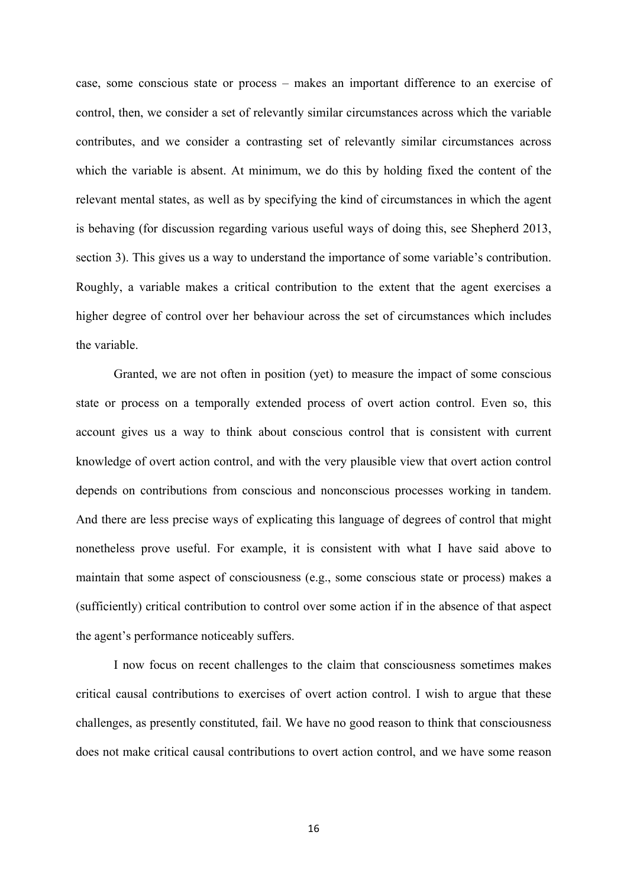case, some conscious state or process – makes an important difference to an exercise of control, then, we consider a set of relevantly similar circumstances across which the variable contributes, and we consider a contrasting set of relevantly similar circumstances across which the variable is absent. At minimum, we do this by holding fixed the content of the relevant mental states, as well as by specifying the kind of circumstances in which the agent is behaving (for discussion regarding various useful ways of doing this, see Shepherd 2013, section 3). This gives us a way to understand the importance of some variable's contribution. Roughly, a variable makes a critical contribution to the extent that the agent exercises a higher degree of control over her behaviour across the set of circumstances which includes the variable.

Granted, we are not often in position (yet) to measure the impact of some conscious state or process on a temporally extended process of overt action control. Even so, this account gives us a way to think about conscious control that is consistent with current knowledge of overt action control, and with the very plausible view that overt action control depends on contributions from conscious and nonconscious processes working in tandem. And there are less precise ways of explicating this language of degrees of control that might nonetheless prove useful. For example, it is consistent with what I have said above to maintain that some aspect of consciousness (e.g., some conscious state or process) makes a (sufficiently) critical contribution to control over some action if in the absence of that aspect the agent's performance noticeably suffers.

I now focus on recent challenges to the claim that consciousness sometimes makes critical causal contributions to exercises of overt action control. I wish to argue that these challenges, as presently constituted, fail. We have no good reason to think that consciousness does not make critical causal contributions to overt action control, and we have some reason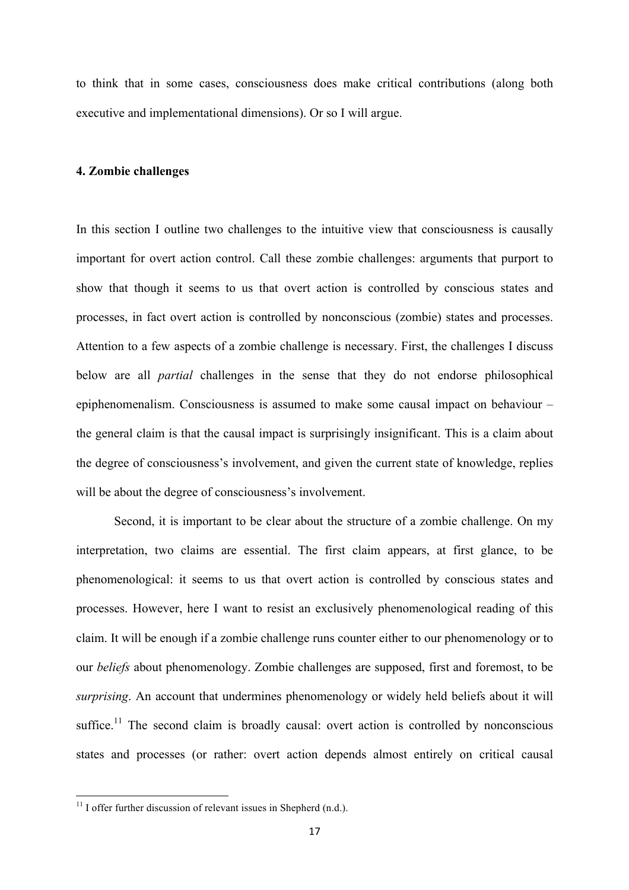to think that in some cases, consciousness does make critical contributions (along both executive and implementational dimensions). Or so I will argue.

### 4. Zombie challenges

In this section I outline two challenges to the intuitive view that consciousness is causally important for overt action control. Call these zombie challenges: arguments that purport to show that though it seems to us that overt action is controlled by conscious states and processes, in fact overt action is controlled by nonconscious (zombie) states and processes. Attention to a few aspects of a zombie challenge is necessary. First, the challenges I discuss below are all *partial* challenges in the sense that they do not endorse philosophical epiphenomenalism. Consciousness is assumed to make some causal impact on behaviour – the general claim is that the causal impact is surprisingly insignificant. This is a claim about the degree of consciousness's involvement, and given the current state of knowledge, replies will be about the degree of consciousness's involvement.

Second, it is important to be clear about the structure of a zombie challenge. On my interpretation, two claims are essential. The first claim appears, at first glance, to be phenomenological: it seems to us that overt action is controlled by conscious states and processes. However, here I want to resist an exclusively phenomenological reading of this claim. It will be enough if a zombie challenge runs counter either to our phenomenology or to our *beliefs* about phenomenology. Zombie challenges are supposed, first and foremost, to be *surprising*. An account that undermines phenomenology or widely held beliefs about it will suffice.[11] The second claim is broadly causal: overt action is controlled by nonconscious states and processes (or rather: overt action depends almost entirely on critical causal

[11] I offer further discussion of relevant issues in Shepherd (n.d.).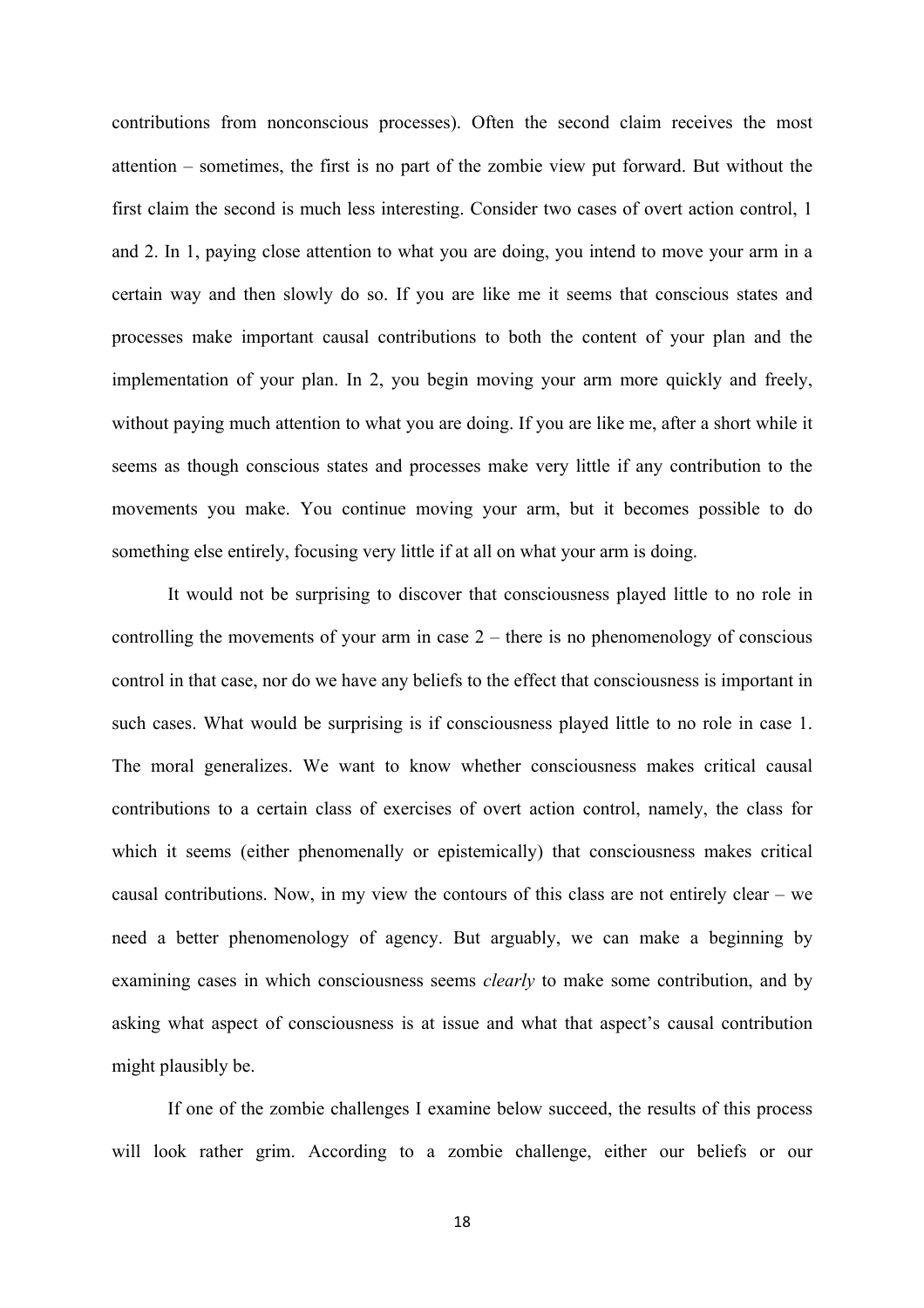contributions from nonconscious processes). Often the second claim receives the most attention – sometimes, the first is no part of the zombie view put forward. But without the first claim the second is much less interesting. Consider two cases of overt action control, 1 and 2. In 1, paying close attention to what you are doing, you intend to move your arm in a certain way and then slowly do so. If you are like me it seems that conscious states and processes make important causal contributions to both the content of your plan and the implementation of your plan. In 2, you begin moving your arm more quickly and freely, without paying much attention to what you are doing. If you are like me, after a short while it seems as though conscious states and processes make very little if any contribution to the movements you make. You continue moving your arm, but it becomes possible to do something else entirely, focusing very little if at all on what your arm is doing.

It would not be surprising to discover that consciousness played little to no role in controlling the movements of your arm in case 2 – there is no phenomenology of conscious control in that case, nor do we have any beliefs to the effect that consciousness is important in such cases. What would be surprising is if consciousness played little to no role in case 1. The moral generalizes. We want to know whether consciousness makes critical causal contributions to a certain class of exercises of overt action control, namely, the class for which it seems (either phenomenally or epistemically) that consciousness makes critical causal contributions. Now, in my view the contours of this class are not entirely clear – we need a better phenomenology of agency. But arguably, we can make a beginning by examining cases in which consciousness seems *clearly* to make some contribution, and by asking what aspect of consciousness is at issue and what that aspect's causal contribution might plausibly be.

If one of the zombie challenges I examine below succeed, the results of this process will look rather grim. According to a zombie challenge, either our beliefs or our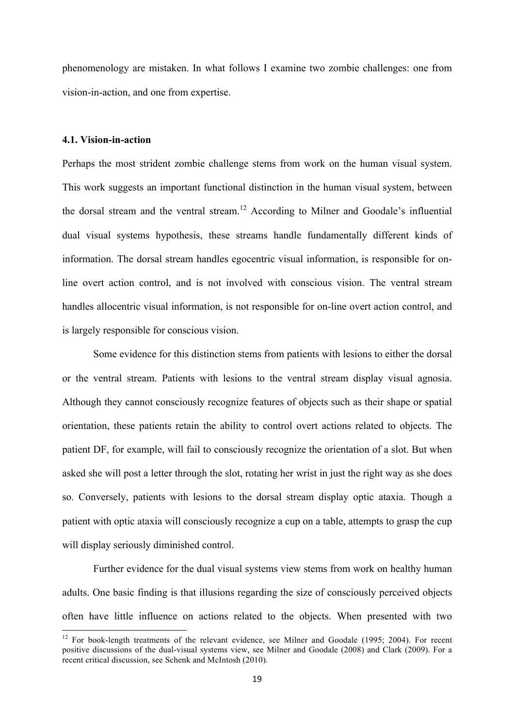phenomenology are mistaken. In what follows I examine two zombie challenges: one from vision-in-action, and one from expertise.

### 4.1. Vision-in-action

Perhaps the most strident zombie challenge stems from work on the human visual system. This work suggests an important functional distinction in the human visual system, between the dorsal stream and the ventral stream.[12] According to Milner and Goodale's influential dual visual systems hypothesis, these streams handle fundamentally different kinds of information. The dorsal stream handles egocentric visual information, is responsible for on-line overt action control, and is not involved with conscious vision. The ventral stream handles allocentric visual information, is not responsible for on-line overt action control, and is largely responsible for conscious vision.

Some evidence for this distinction stems from patients with lesions to either the dorsal or the ventral stream. Patients with lesions to the ventral stream display visual agnosia. Although they cannot consciously recognize features of objects such as their shape or spatial orientation, these patients retain the ability to control overt actions related to objects. The patient DF, for example, will fail to consciously recognize the orientation of a slot. But when asked she will post a letter through the slot, rotating her wrist in just the right way as she does so. Conversely, patients with lesions to the dorsal stream display optic ataxia. Though a patient with optic ataxia will consciously recognize a cup on a table, attempts to grasp the cup will display seriously diminished control.

Further evidence for the dual visual systems view stems from work on healthy human adults. One basic finding is that illusions regarding the size of consciously perceived objects often have little influence on actions related to the objects. When presented with two

[12] For book-length treatments of the relevant evidence, see Milner and Goodale (1995; 2004). For recent positive discussions of the dual-visual systems view, see Milner and Goodale (2008) and Clark (2009). For a recent critical discussion, see Schenk and McIntosh (2010).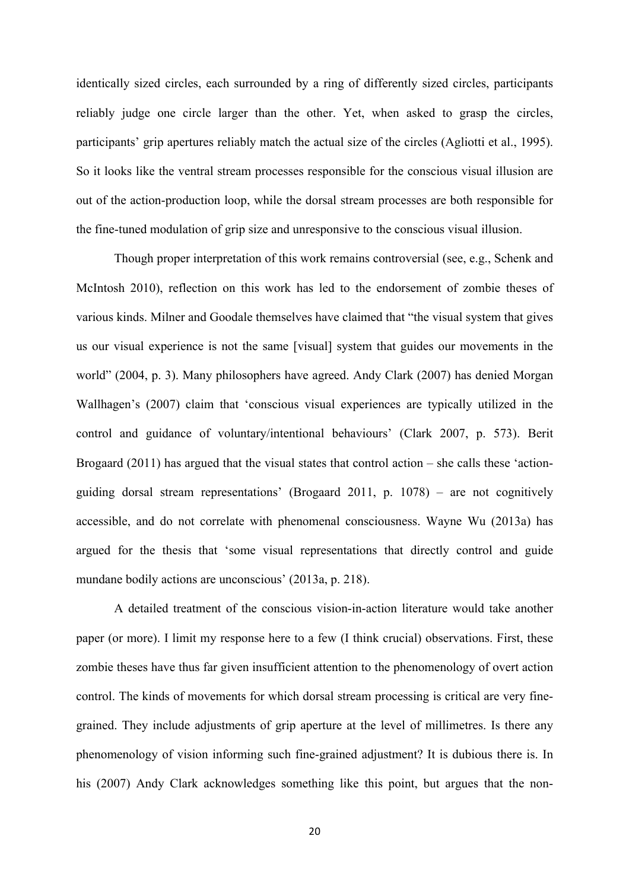identically sized circles, each surrounded by a ring of differently sized circles, participants reliably judge one circle larger than the other. Yet, when asked to grasp the circles, participants' grip apertures reliably match the actual size of the circles (Agliotti et al., 1995). So it looks like the ventral stream processes responsible for the conscious visual illusion are out of the action-production loop, while the dorsal stream processes are both responsible for the fine-tuned modulation of grip size and unresponsive to the conscious visual illusion.

Though proper interpretation of this work remains controversial (see, e.g., Schenk and McIntosh 2010), reflection on this work has led to the endorsement of zombie theses of various kinds. Milner and Goodale themselves have claimed that "the visual system that gives us our visual experience is not the same [visual] system that guides our movements in the world" (2004, p. 3). Many philosophers have agreed. Andy Clark (2007) has denied Morgan Wallhagen's (2007) claim that 'conscious visual experiences are typically utilized in the control and guidance of voluntary/intentional behaviours' (Clark 2007, p. 573). Berit Brogaard (2011) has argued that the visual states that control action – she calls these 'action-guiding dorsal stream representations' (Brogaard 2011, p. 1078) – are not cognitively accessible, and do not correlate with phenomenal consciousness. Wayne Wu (2013a) has argued for the thesis that 'some visual representations that directly control and guide mundane bodily actions are unconscious' (2013a, p. 218).

A detailed treatment of the conscious vision-in-action literature would take another paper (or more). I limit my response here to a few (I think crucial) observations. First, these zombie theses have thus far given insufficient attention to the phenomenology of overt action control. The kinds of movements for which dorsal stream processing is critical are very fine-grained. They include adjustments of grip aperture at the level of millimetres. Is there any phenomenology of vision informing such fine-grained adjustment? It is dubious there is. In his (2007) Andy Clark acknowledges something like this point, but argues that the non-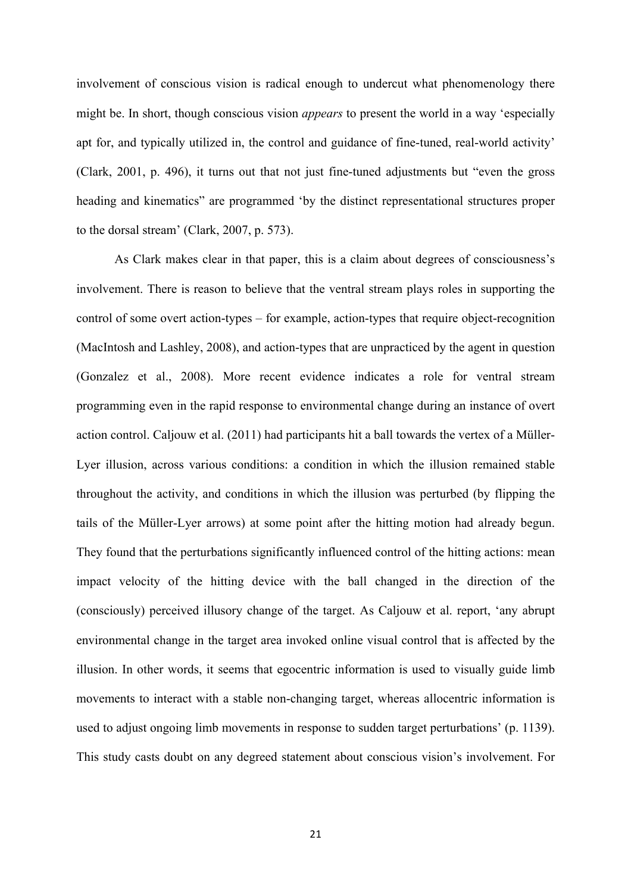involvement of conscious vision is radical enough to undercut what phenomenology there might be. In short, though conscious vision *appears* to present the world in a way 'especially apt for, and typically utilized in, the control and guidance of fine-tuned, real-world activity' (Clark, 2001, p. 496), it turns out that not just fine-tuned adjustments but "even the gross heading and kinematics" are programmed 'by the distinct representational structures proper to the dorsal stream' (Clark, 2007, p. 573).

As Clark makes clear in that paper, this is a claim about degrees of consciousness's involvement. There is reason to believe that the ventral stream plays roles in supporting the control of some overt action-types – for example, action-types that require object-recognition (MacIntosh and Lashley, 2008), and action-types that are unpracticed by the agent in question (Gonzalez et al., 2008). More recent evidence indicates a role for ventral stream programming even in the rapid response to environmental change during an instance of overt action control. Caljouw et al. (2011) had participants hit a ball towards the vertex of a Müller-Lyer illusion, across various conditions: a condition in which the illusion remained stable throughout the activity, and conditions in which the illusion was perturbed (by flipping the tails of the Müller-Lyer arrows) at some point after the hitting motion had already begun. They found that the perturbations significantly influenced control of the hitting actions: mean impact velocity of the hitting device with the ball changed in the direction of the (consciously) perceived illusory change of the target. As Caljouw et al. report, 'any abrupt environmental change in the target area invoked online visual control that is affected by the illusion. In other words, it seems that egocentric information is used to visually guide limb movements to interact with a stable non-changing target, whereas allocentric information is used to adjust ongoing limb movements in response to sudden target perturbations' (p. 1139). This study casts doubt on any degreed statement about conscious vision's involvement. For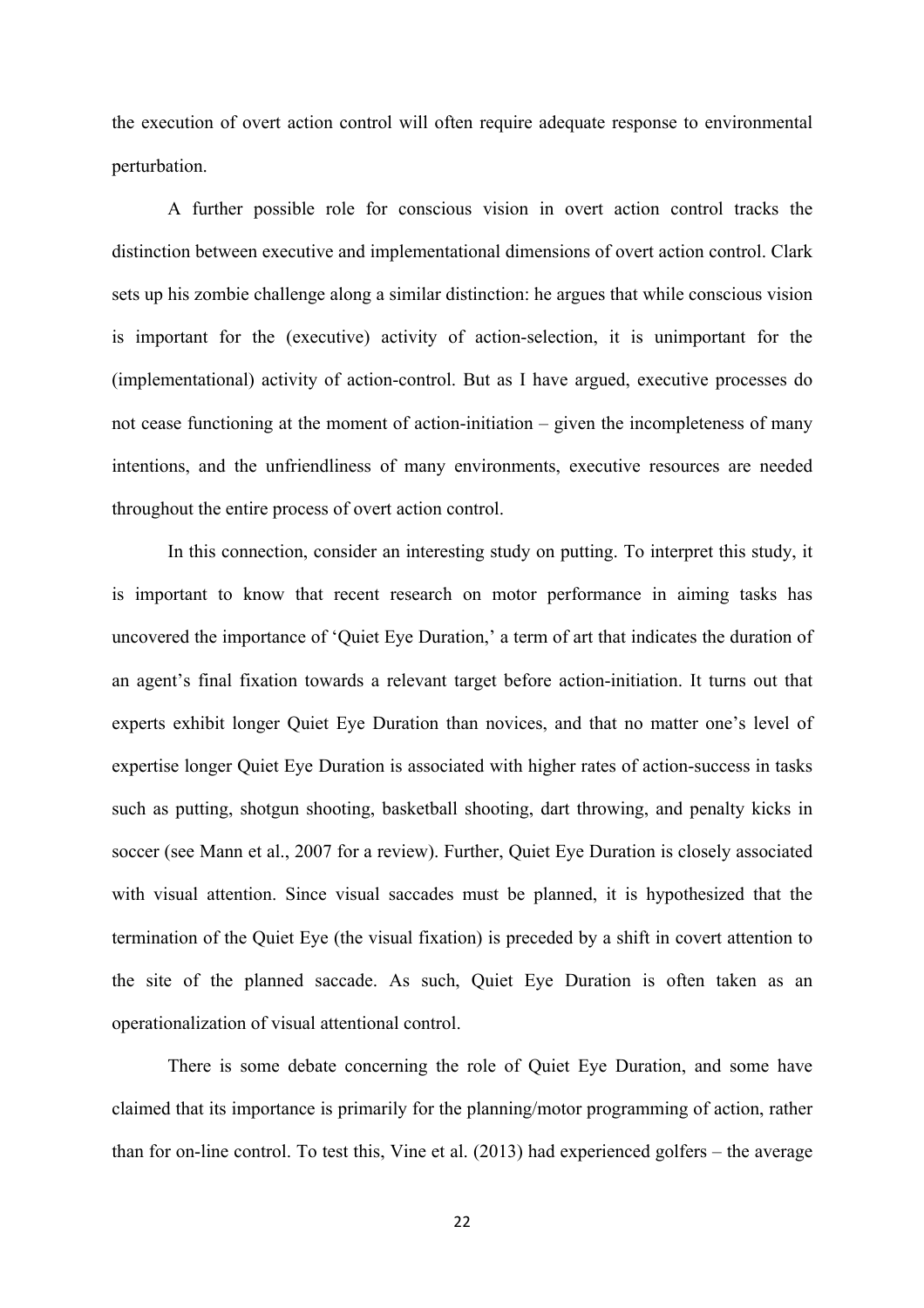the execution of overt action control will often require adequate response to environmental perturbation.

A further possible role for conscious vision in overt action control tracks the distinction between executive and implementational dimensions of overt action control. Clark sets up his zombie challenge along a similar distinction: he argues that while conscious vision is important for the (executive) activity of action-selection, it is unimportant for the (implementational) activity of action-control. But as I have argued, executive processes do not cease functioning at the moment of action-initiation – given the incompleteness of many intentions, and the unfriendliness of many environments, executive resources are needed throughout the entire process of overt action control.

In this connection, consider an interesting study on putting. To interpret this study, it is important to know that recent research on motor performance in aiming tasks has uncovered the importance of 'Quiet Eye Duration,' a term of art that indicates the duration of an agent's final fixation towards a relevant target before action-initiation. It turns out that experts exhibit longer Quiet Eye Duration than novices, and that no matter one's level of expertise longer Quiet Eye Duration is associated with higher rates of action-success in tasks such as putting, shotgun shooting, basketball shooting, dart throwing, and penalty kicks in soccer (see Mann et al., 2007 for a review). Further, Quiet Eye Duration is closely associated with visual attention. Since visual saccades must be planned, it is hypothesized that the termination of the Quiet Eye (the visual fixation) is preceded by a shift in covert attention to the site of the planned saccade. As such, Quiet Eye Duration is often taken as an operationalization of visual attentional control.

There is some debate concerning the role of Quiet Eye Duration, and some have claimed that its importance is primarily for the planning/motor programming of action, rather than for on-line control. To test this, Vine et al. (2013) had experienced golfers – the average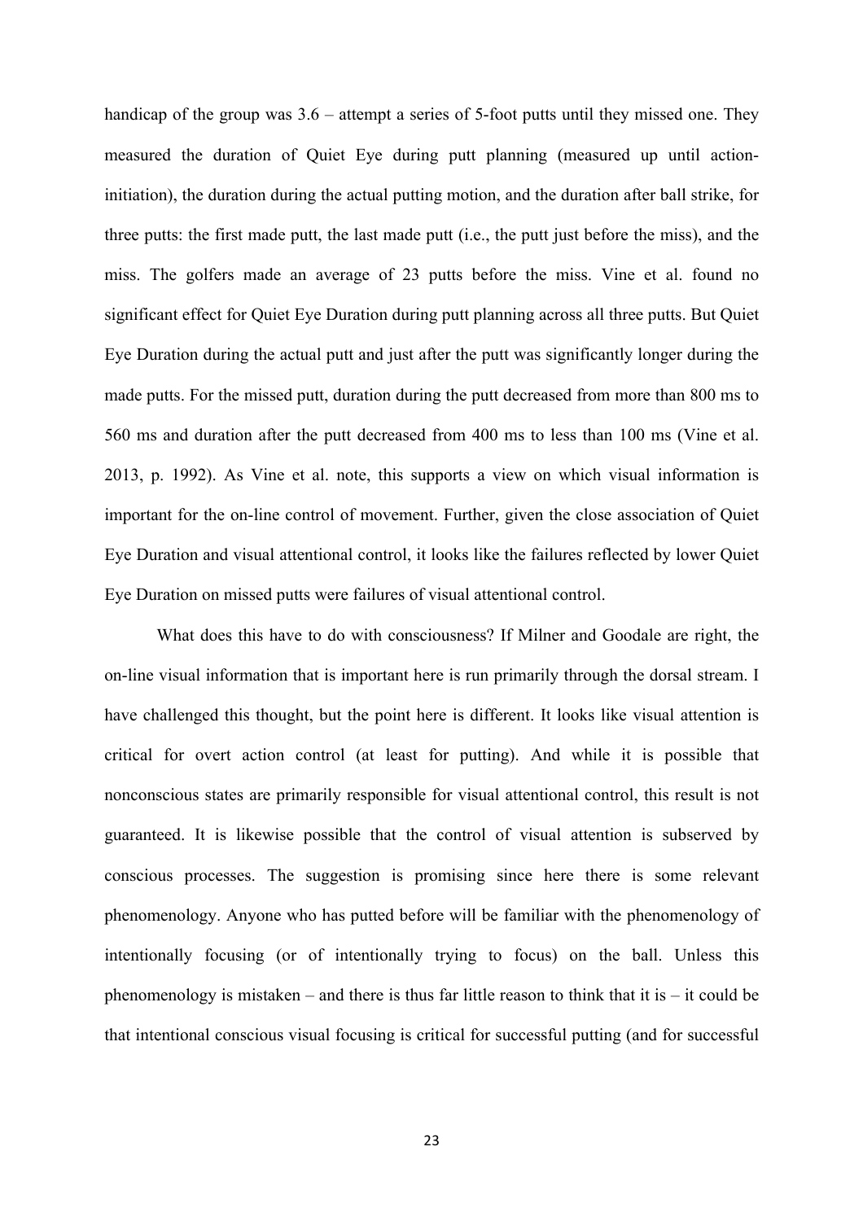handicap of the group was 3.6 – attempt a series of 5-foot putts until they missed one. They measured the duration of Quiet Eye during putt planning (measured up until action-initiation), the duration during the actual putting motion, and the duration after ball strike, for three putts: the first made putt, the last made putt (i.e., the putt just before the miss), and the miss. The golfers made an average of 23 putts before the miss. Vine et al. found no significant effect for Quiet Eye Duration during putt planning across all three putts. But Quiet Eye Duration during the actual putt and just after the putt was significantly longer during the made putts. For the missed putt, duration during the putt decreased from more than 800 ms to 560 ms and duration after the putt decreased from 400 ms to less than 100 ms (Vine et al. 2013, p. 1992). As Vine et al. note, this supports a view on which visual information is important for the on-line control of movement. Further, given the close association of Quiet Eye Duration and visual attentional control, it looks like the failures reflected by lower Quiet Eye Duration on missed putts were failures of visual attentional control.

What does this have to do with consciousness? If Milner and Goodale are right, the on-line visual information that is important here is run primarily through the dorsal stream. I have challenged this thought, but the point here is different. It looks like visual attention is critical for overt action control (at least for putting). And while it is possible that nonconscious states are primarily responsible for visual attentional control, this result is not guaranteed. It is likewise possible that the control of visual attention is subserved by conscious processes. The suggestion is promising since here there is some relevant phenomenology. Anyone who has putted before will be familiar with the phenomenology of intentionally focusing (or of intentionally trying to focus) on the ball. Unless this phenomenology is mistaken – and there is thus far little reason to think that it is – it could be that intentional conscious visual focusing is critical for successful putting (and for successful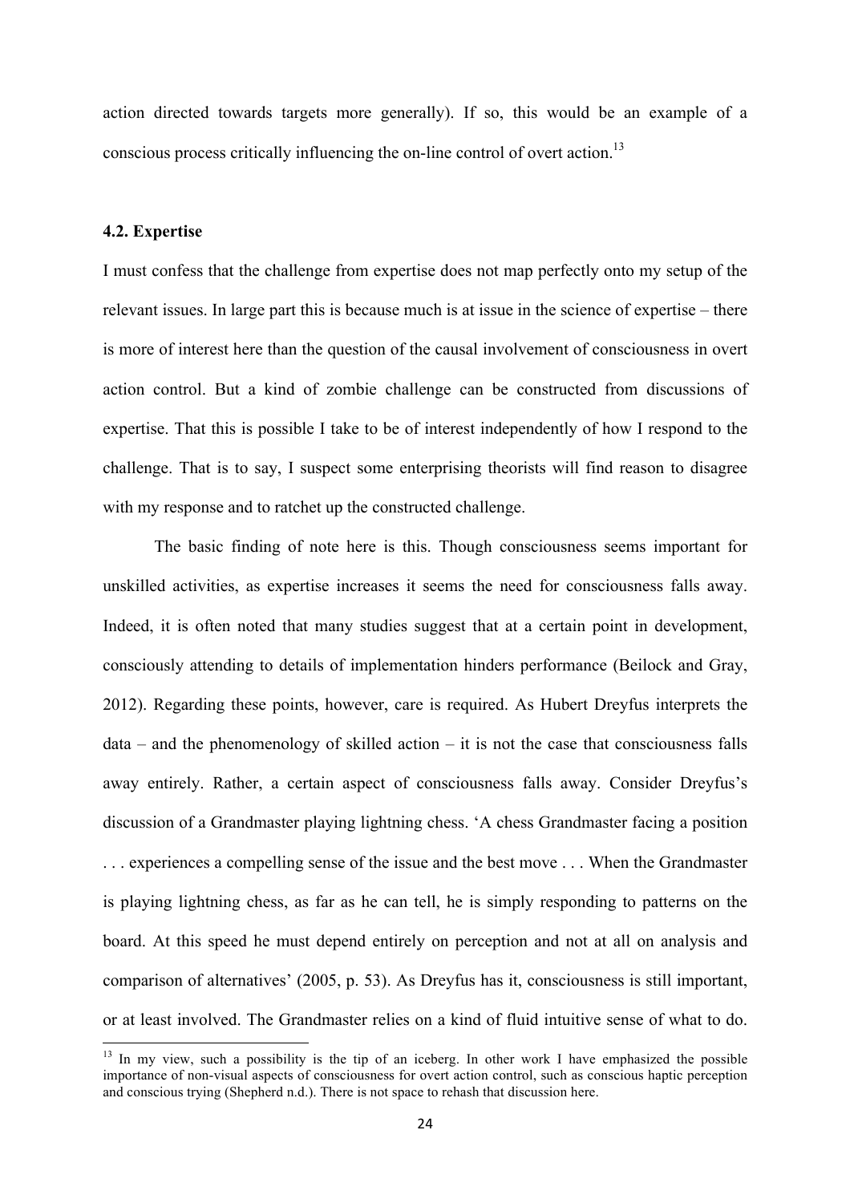action directed towards targets more generally). If so, this would be an example of a conscious process critically influencing the on-line control of overt action.[13]

### 4.2. Expertise

I must confess that the challenge from expertise does not map perfectly onto my setup of the relevant issues. In large part this is because much is at issue in the science of expertise – there is more of interest here than the question of the causal involvement of consciousness in overt action control. But a kind of zombie challenge can be constructed from discussions of expertise. That this is possible I take to be of interest independently of how I respond to the challenge. That is to say, I suspect some enterprising theorists will find reason to disagree with my response and to ratchet up the constructed challenge.

The basic finding of note here is this. Though consciousness seems important for unskilled activities, as expertise increases it seems the need for consciousness falls away. Indeed, it is often noted that many studies suggest that at a certain point in development, consciously attending to details of implementation hinders performance (Beilock and Gray, 2012). Regarding these points, however, care is required. As Hubert Dreyfus interprets the data – and the phenomenology of skilled action – it is not the case that consciousness falls away entirely. Rather, a certain aspect of consciousness falls away. Consider Dreyfus's discussion of a Grandmaster playing lightning chess. 'A chess Grandmaster facing a position . . . experiences a compelling sense of the issue and the best move . . . When the Grandmaster is playing lightning chess, as far as he can tell, he is simply responding to patterns on the board. At this speed he must depend entirely on perception and not at all on analysis and comparison of alternatives' (2005, p. 53). As Dreyfus has it, consciousness is still important, or at least involved. The Grandmaster relies on a kind of fluid intuitive sense of what to do.

[13] In my view, such a possibility is the tip of an iceberg. In other work I have emphasized the possible importance of non-visual aspects of consciousness for overt action control, such as conscious haptic perception and conscious trying (Shepherd n.d.). There is not space to rehash that discussion here.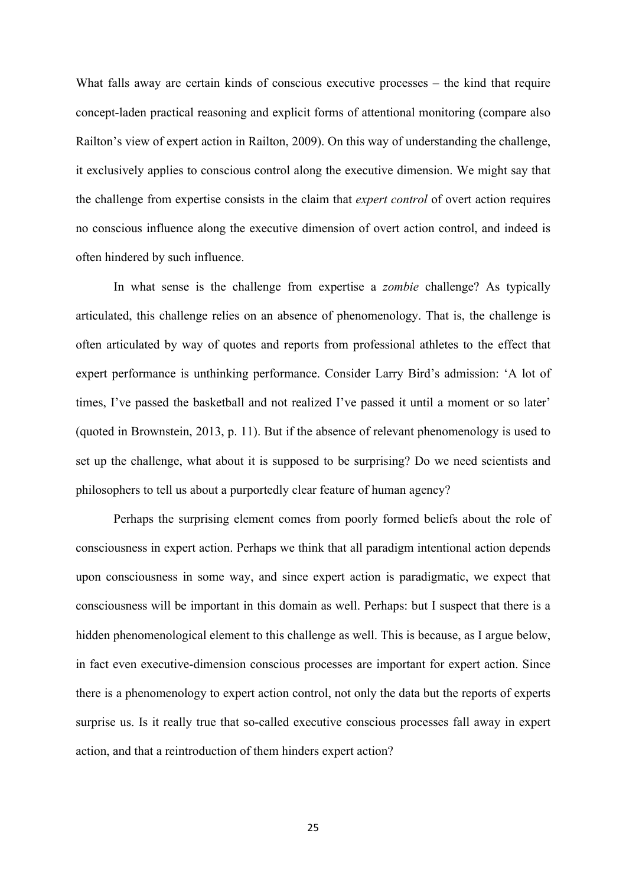What falls away are certain kinds of conscious executive processes – the kind that require concept-laden practical reasoning and explicit forms of attentional monitoring (compare also Railton's view of expert action in Railton, 2009). On this way of understanding the challenge, it exclusively applies to conscious control along the executive dimension. We might say that the challenge from expertise consists in the claim that *expert control* of overt action requires no conscious influence along the executive dimension of overt action control, and indeed is often hindered by such influence.

In what sense is the challenge from expertise a *zombie* challenge? As typically articulated, this challenge relies on an absence of phenomenology. That is, the challenge is often articulated by way of quotes and reports from professional athletes to the effect that expert performance is unthinking performance. Consider Larry Bird's admission: 'A lot of times, I've passed the basketball and not realized I've passed it until a moment or so later' (quoted in Brownstein, 2013, p. 11). But if the absence of relevant phenomenology is used to set up the challenge, what about it is supposed to be surprising? Do we need scientists and philosophers to tell us about a purportedly clear feature of human agency?

Perhaps the surprising element comes from poorly formed beliefs about the role of consciousness in expert action. Perhaps we think that all paradigm intentional action depends upon consciousness in some way, and since expert action is paradigmatic, we expect that consciousness will be important in this domain as well. Perhaps: but I suspect that there is a hidden phenomenological element to this challenge as well. This is because, as I argue below, in fact even executive-dimension conscious processes are important for expert action. Since there is a phenomenology to expert action control, not only the data but the reports of experts surprise us. Is it really true that so-called executive conscious processes fall away in expert action, and that a reintroduction of them hinders expert action?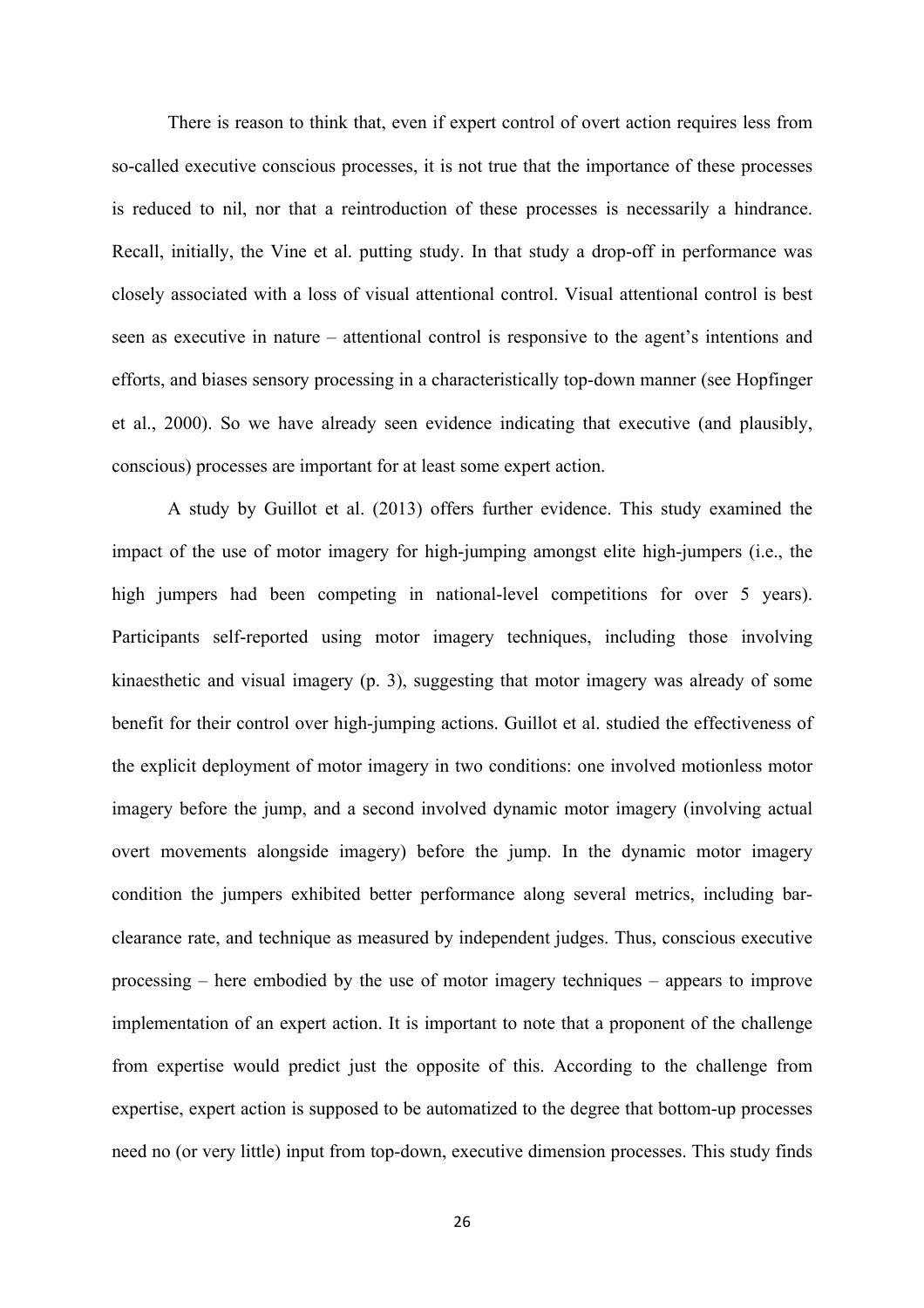There is reason to think that, even if expert control of overt action requires less from so-called executive conscious processes, it is not true that the importance of these processes is reduced to nil, nor that a reintroduction of these processes is necessarily a hindrance. Recall, initially, the Vine et al. putting study. In that study a drop-off in performance was closely associated with a loss of visual attentional control. Visual attentional control is best seen as executive in nature – attentional control is responsive to the agent's intentions and efforts, and biases sensory processing in a characteristically top-down manner (see Hopfinger et al., 2000). So we have already seen evidence indicating that executive (and plausibly, conscious) processes are important for at least some expert action.

A study by Guillot et al. (2013) offers further evidence. This study examined the impact of the use of motor imagery for high-jumping amongst elite high-jumpers (i.e., the high jumpers had been competing in national-level competitions for over 5 years). Participants self-reported using motor imagery techniques, including those involving kinaesthetic and visual imagery (p. 3), suggesting that motor imagery was already of some benefit for their control over high-jumping actions. Guillot et al. studied the effectiveness of the explicit deployment of motor imagery in two conditions: one involved motionless motor imagery before the jump, and a second involved dynamic motor imagery (involving actual overt movements alongside imagery) before the jump. In the dynamic motor imagery condition the jumpers exhibited better performance along several metrics, including bar-clearance rate, and technique as measured by independent judges. Thus, conscious executive processing – here embodied by the use of motor imagery techniques – appears to improve implementation of an expert action. It is important to note that a proponent of the challenge from expertise would predict just the opposite of this. According to the challenge from expertise, expert action is supposed to be automatized to the degree that bottom-up processes need no (or very little) input from top-down, executive dimension processes. This study finds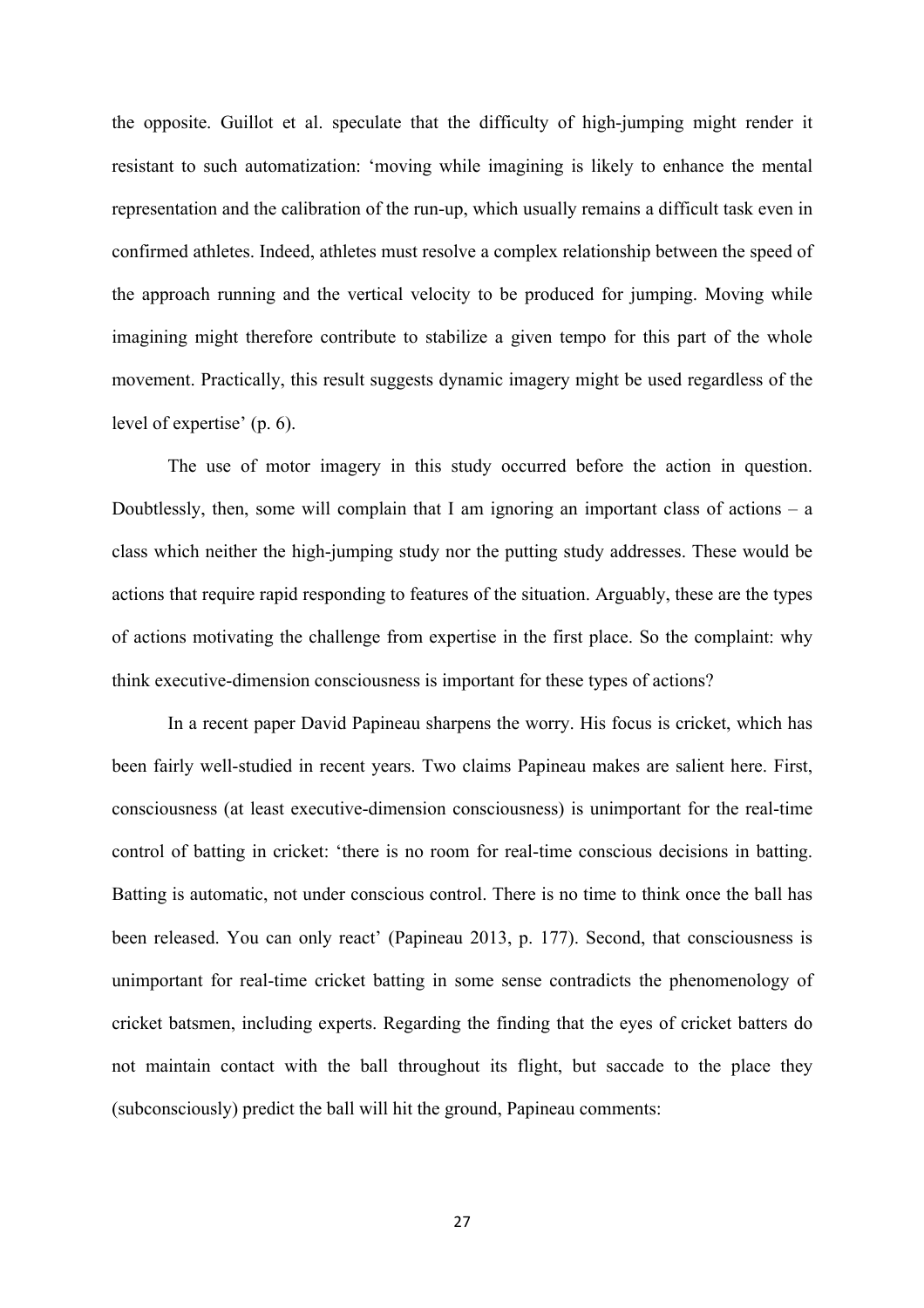the opposite. Guillot et al. speculate that the difficulty of high-jumping might render it resistant to such automatization: 'moving while imagining is likely to enhance the mental representation and the calibration of the run-up, which usually remains a difficult task even in confirmed athletes. Indeed, athletes must resolve a complex relationship between the speed of the approach running and the vertical velocity to be produced for jumping. Moving while imagining might therefore contribute to stabilize a given tempo for this part of the whole movement. Practically, this result suggests dynamic imagery might be used regardless of the level of expertise' (p. 6).

The use of motor imagery in this study occurred before the action in question. Doubtlessly, then, some will complain that I am ignoring an important class of actions – a class which neither the high-jumping study nor the putting study addresses. These would be actions that require rapid responding to features of the situation. Arguably, these are the types of actions motivating the challenge from expertise in the first place. So the complaint: why think executive-dimension consciousness is important for these types of actions?

In a recent paper David Papineau sharpens the worry. His focus is cricket, which has been fairly well-studied in recent years. Two claims Papineau makes are salient here. First, consciousness (at least executive-dimension consciousness) is unimportant for the real-time control of batting in cricket: 'there is no room for real-time conscious decisions in batting. Batting is automatic, not under conscious control. There is no time to think once the ball has been released. You can only react' (Papineau 2013, p. 177). Second, that consciousness is unimportant for real-time cricket batting in some sense contradicts the phenomenology of cricket batsmen, including experts. Regarding the finding that the eyes of cricket batters do not maintain contact with the ball throughout its flight, but saccade to the place they (subconsciously) predict the ball will hit the ground, Papineau comments: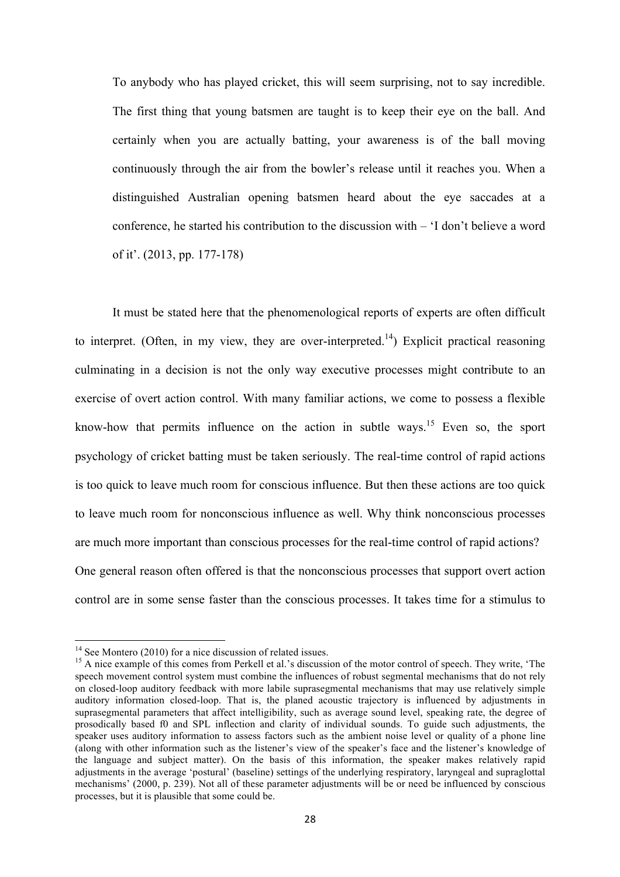> To anybody who has played cricket, this will seem surprising, not to say incredible. The first thing that young batsmen are taught is to keep their eye on the ball. And certainly when you are actually batting, your awareness is of the ball moving continuously through the air from the bowler's release until it reaches you. When a distinguished Australian opening batsmen heard about the eye saccades at a conference, he started his contribution to the discussion with – 'I don't believe a word of it'. (2013, pp. 177-178)

It must be stated here that the phenomenological reports of experts are often difficult to interpret. (Often, in my view, they are over-interpreted.[14]) Explicit practical reasoning culminating in a decision is not the only way executive processes might contribute to an exercise of overt action control. With many familiar actions, we come to possess a flexible know-how that permits influence on the action in subtle ways.[15] Even so, the sport psychology of cricket batting must be taken seriously. The real-time control of rapid actions is too quick to leave much room for conscious influence. But then these actions are too quick to leave much room for nonconscious influence as well. Why think nonconscious processes are much more important than conscious processes for the real-time control of rapid actions? One general reason often offered is that the nonconscious processes that support overt action control are in some sense faster than the conscious processes. It takes time for a stimulus to

---

[14] See Montero (2010) for a nice discussion of related issues.

[15] A nice example of this comes from Perkell et al.'s discussion of the motor control of speech. They write, 'The speech movement control system must combine the influences of robust segmental mechanisms that do not rely on closed-loop auditory feedback with more labile suprasegmental mechanisms that may use relatively simple auditory information closed-loop. That is, the planed acoustic trajectory is influenced by adjustments in suprasegmental parameters that affect intelligibility, such as average sound level, speaking rate, the degree of prosodically based f0 and SPL inflection and clarity of individual sounds. To guide such adjustments, the speaker uses auditory information to assess factors such as the ambient noise level or quality of a phone line (along with other information such as the listener's view of the speaker's face and the listener's knowledge of the language and subject matter). On the basis of this information, the speaker makes relatively rapid adjustments in the average 'postural' (baseline) settings of the underlying respiratory, laryngeal and supraglottal mechanisms' (2000, p. 239). Not all of these parameter adjustments will be or need be influenced by conscious processes, but it is plausible that some could be.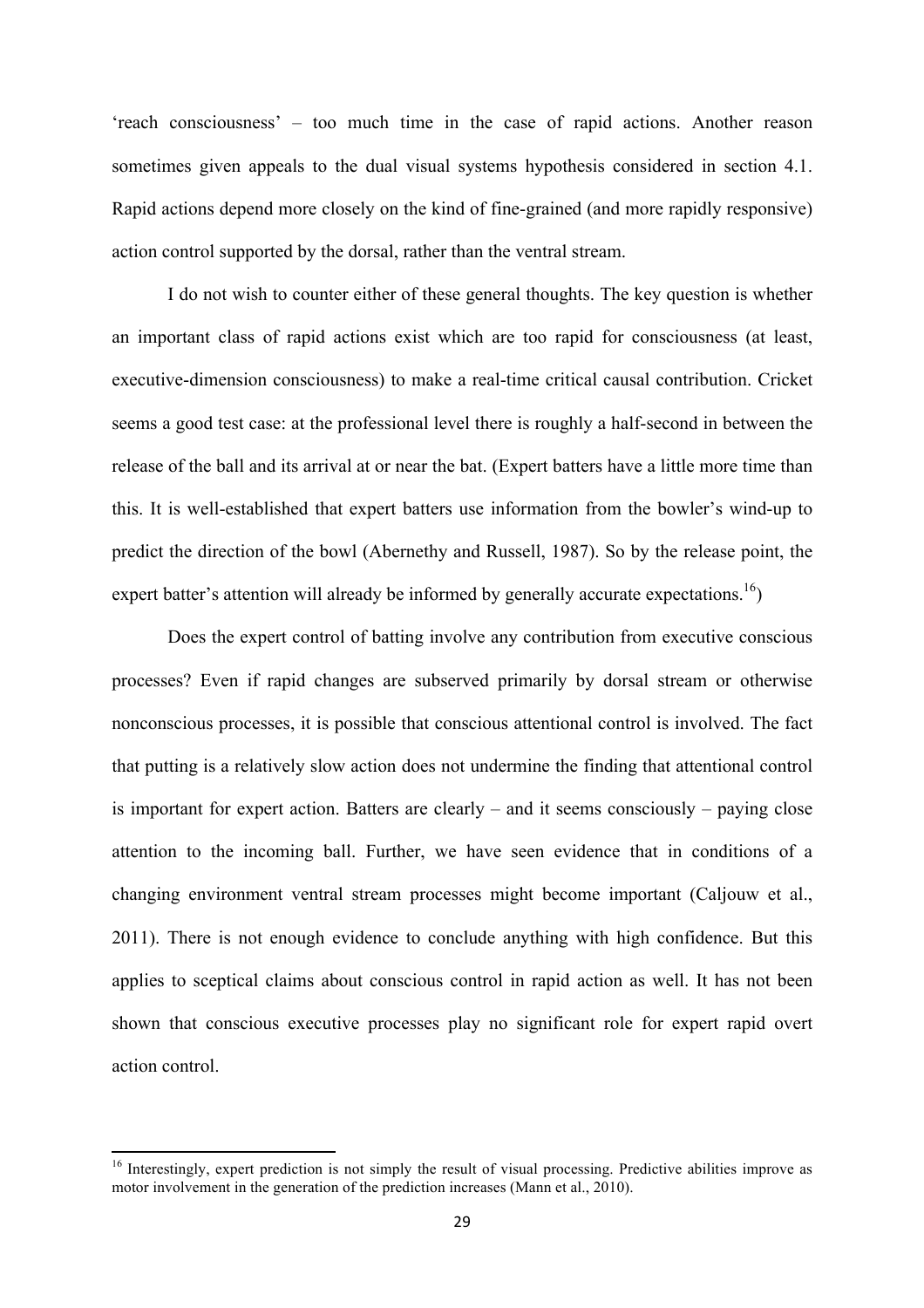'reach consciousness' – too much time in the case of rapid actions. Another reason sometimes given appeals to the dual visual systems hypothesis considered in section 4.1. Rapid actions depend more closely on the kind of fine-grained (and more rapidly responsive) action control supported by the dorsal, rather than the ventral stream.

I do not wish to counter either of these general thoughts. The key question is whether an important class of rapid actions exist which are too rapid for consciousness (at least, executive-dimension consciousness) to make a real-time critical causal contribution. Cricket seems a good test case: at the professional level there is roughly a half-second in between the release of the ball and its arrival at or near the bat. (Expert batters have a little more time than this. It is well-established that expert batters use information from the bowler's wind-up to predict the direction of the bowl (Abernethy and Russell, 1987). So by the release point, the expert batter's attention will already be informed by generally accurate expectations.[16])

Does the expert control of batting involve any contribution from executive conscious processes? Even if rapid changes are subserved primarily by dorsal stream or otherwise nonconscious processes, it is possible that conscious attentional control is involved. The fact that putting is a relatively slow action does not undermine the finding that attentional control is important for expert action. Batters are clearly – and it seems consciously – paying close attention to the incoming ball. Further, we have seen evidence that in conditions of a changing environment ventral stream processes might become important (Caljouw et al., 2011). There is not enough evidence to conclude anything with high confidence. But this applies to sceptical claims about conscious control in rapid action as well. It has not been shown that conscious executive processes play no significant role for expert rapid overt action control.

[16] Interestingly, expert prediction is not simply the result of visual processing. Predictive abilities improve as motor involvement in the generation of the prediction increases (Mann et al., 2010).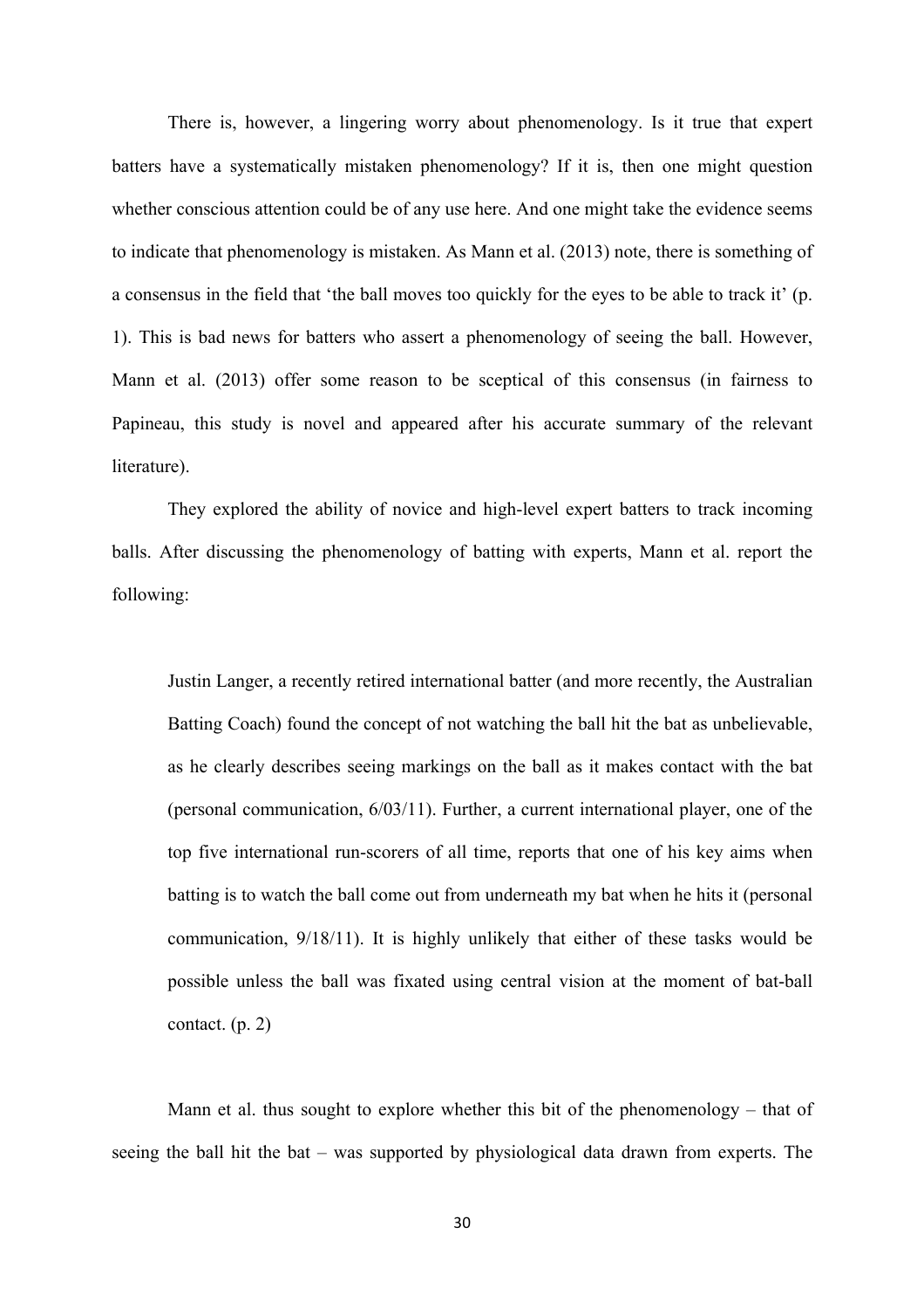There is, however, a lingering worry about phenomenology. Is it true that expert batters have a systematically mistaken phenomenology? If it is, then one might question whether conscious attention could be of any use here. And one might take the evidence seems to indicate that phenomenology is mistaken. As Mann et al. (2013) note, there is something of a consensus in the field that 'the ball moves too quickly for the eyes to be able to track it' (p. 1). This is bad news for batters who assert a phenomenology of seeing the ball. However, Mann et al. (2013) offer some reason to be sceptical of this consensus (in fairness to Papineau, this study is novel and appeared after his accurate summary of the relevant literature).

They explored the ability of novice and high-level expert batters to track incoming balls. After discussing the phenomenology of batting with experts, Mann et al. report the following:

> Justin Langer, a recently retired international batter (and more recently, the Australian Batting Coach) found the concept of not watching the ball hit the bat as unbelievable, as he clearly describes seeing markings on the ball as it makes contact with the bat (personal communication, 6/03/11). Further, a current international player, one of the top five international run-scorers of all time, reports that one of his key aims when batting is to watch the ball come out from underneath my bat when he hits it (personal communication, 9/18/11). It is highly unlikely that either of these tasks would be possible unless the ball was fixated using central vision at the moment of bat-ball contact. (p. 2)

Mann et al. thus sought to explore whether this bit of the phenomenology – that of seeing the ball hit the bat – was supported by physiological data drawn from experts. The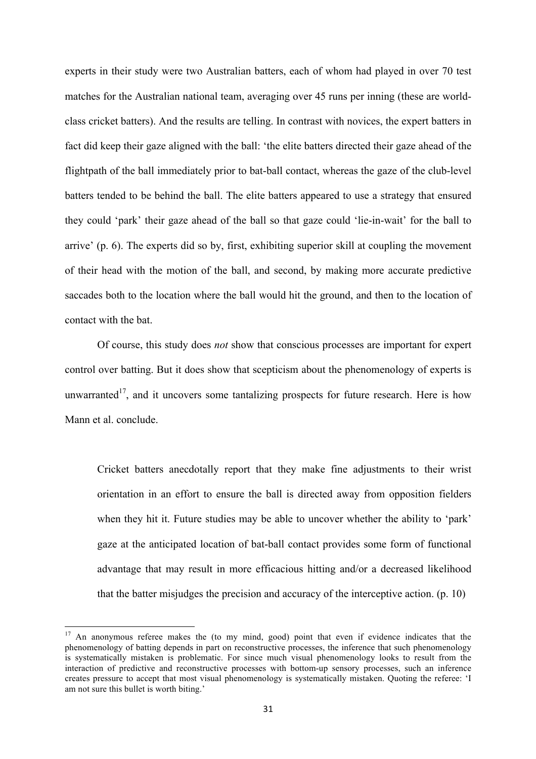experts in their study were two Australian batters, each of whom had played in over 70 test matches for the Australian national team, averaging over 45 runs per inning (these are world-class cricket batters). And the results are telling. In contrast with novices, the expert batters in fact did keep their gaze aligned with the ball: 'the elite batters directed their gaze ahead of the flightpath of the ball immediately prior to bat-ball contact, whereas the gaze of the club-level batters tended to be behind the ball. The elite batters appeared to use a strategy that ensured they could 'park' their gaze ahead of the ball so that gaze could 'lie-in-wait' for the ball to arrive' (p. 6). The experts did so by, first, exhibiting superior skill at coupling the movement of their head with the motion of the ball, and second, by making more accurate predictive saccades both to the location where the ball would hit the ground, and then to the location of contact with the bat.

Of course, this study does *not* show that conscious processes are important for expert control over batting. But it does show that scepticism about the phenomenology of experts is unwarranted[17], and it uncovers some tantalizing prospects for future research. Here is how Mann et al. conclude.

> Cricket batters anecdotally report that they make fine adjustments to their wrist orientation in an effort to ensure the ball is directed away from opposition fielders when they hit it. Future studies may be able to uncover whether the ability to 'park' gaze at the anticipated location of bat-ball contact provides some form of functional advantage that may result in more efficacious hitting and/or a decreased likelihood that the batter misjudges the precision and accuracy of the interceptive action. (p. 10)

[17] An anonymous referee makes the (to my mind, good) point that even if evidence indicates that the phenomenology of batting depends in part on reconstructive processes, the inference that such phenomenology is systematically mistaken is problematic. For since much visual phenomenology looks to result from the interaction of predictive and reconstructive processes with bottom-up sensory processes, such an inference creates pressure to accept that most visual phenomenology is systematically mistaken. Quoting the referee: 'I am not sure this bullet is worth biting.'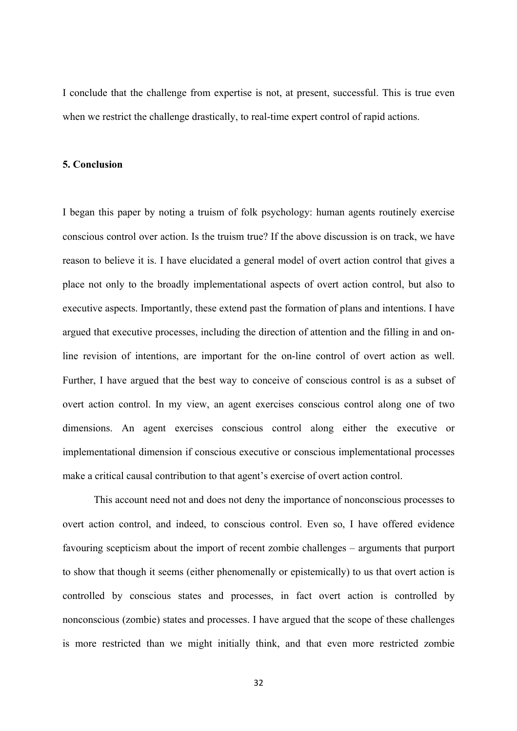I conclude that the challenge from expertise is not, at present, successful. This is true even when we restrict the challenge drastically, to real-time expert control of rapid actions.

## 5. Conclusion

I began this paper by noting a truism of folk psychology: human agents routinely exercise conscious control over action. Is the truism true? If the above discussion is on track, we have reason to believe it is. I have elucidated a general model of overt action control that gives a place not only to the broadly implementational aspects of overt action control, but also to executive aspects. Importantly, these extend past the formation of plans and intentions. I have argued that executive processes, including the direction of attention and the filling in and on-line revision of intentions, are important for the on-line control of overt action as well. Further, I have argued that the best way to conceive of conscious control is as a subset of overt action control. In my view, an agent exercises conscious control along one of two dimensions. An agent exercises conscious control along either the executive or implementational dimension if conscious executive or conscious implementational processes make a critical causal contribution to that agent's exercise of overt action control.

This account need not and does not deny the importance of nonconscious processes to overt action control, and indeed, to conscious control. Even so, I have offered evidence favouring scepticism about the import of recent zombie challenges – arguments that purport to show that though it seems (either phenomenally or epistemically) to us that overt action is controlled by conscious states and processes, in fact overt action is controlled by nonconscious (zombie) states and processes. I have argued that the scope of these challenges is more restricted than we might initially think, and that even more restricted zombie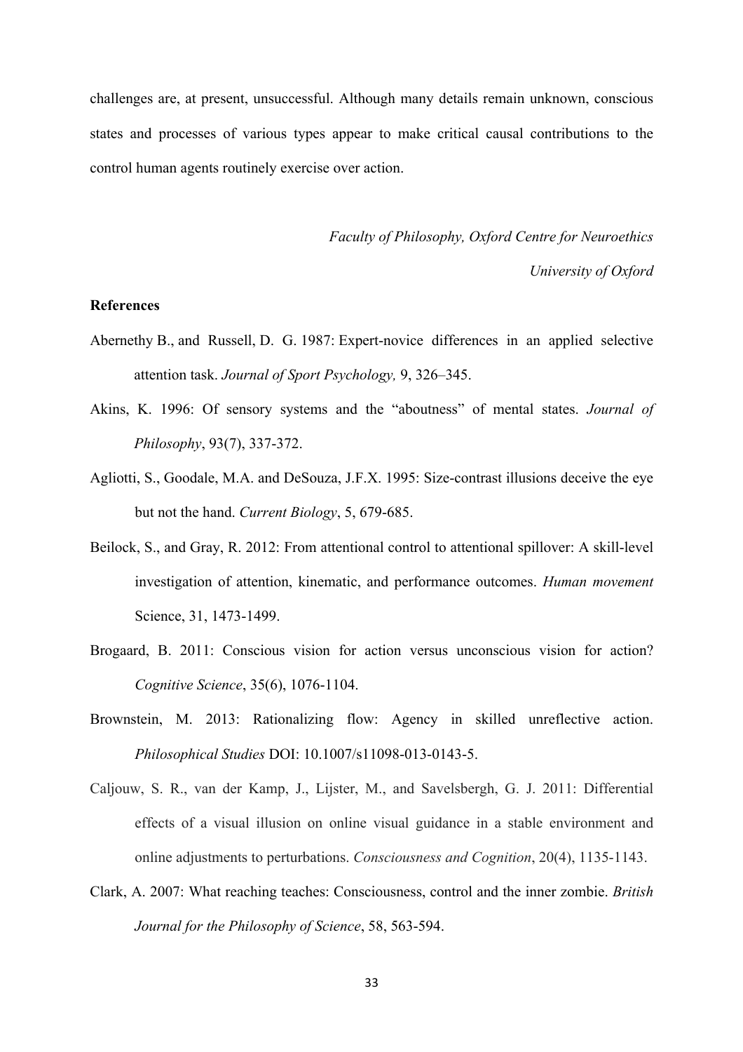challenges are, at present, unsuccessful. Although many details remain unknown, conscious states and processes of various types appear to make critical causal contributions to the control human agents routinely exercise over action.

*Faculty of Philosophy, Oxford Centre for Neuroethics*

*University of Oxford*

**References**

Abernethy B., and Russell, D. G. 1987: Expert-novice differences in an applied selective attention task. *Journal of Sport Psychology,* 9, 326–345.

Akins, K. 1996: Of sensory systems and the "aboutness" of mental states. *Journal of Philosophy*, 93(7), 337-372.

Agliotti, S., Goodale, M.A. and DeSouza, J.F.X. 1995: Size-contrast illusions deceive the eye but not the hand. *Current Biology*, 5, 679-685.

Beilock, S., and Gray, R. 2012: From attentional control to attentional spillover: A skill-level investigation of attention, kinematic, and performance outcomes. *Human movement* Science, 31, 1473-1499.

Brogaard, B. 2011: Conscious vision for action versus unconscious vision for action? *Cognitive Science*, 35(6), 1076-1104.

Brownstein, M. 2013: Rationalizing flow: Agency in skilled unreflective action. *Philosophical Studies* DOI: 10.1007/s11098-013-0143-5.

Caljouw, S. R., van der Kamp, J., Lijster, M., and Savelsbergh, G. J. 2011: Differential effects of a visual illusion on online visual guidance in a stable environment and online adjustments to perturbations. *Consciousness and Cognition*, 20(4), 1135-1143.

Clark, A. 2007: What reaching teaches: Consciousness, control and the inner zombie. *British Journal for the Philosophy of Science*, 58, 563-594.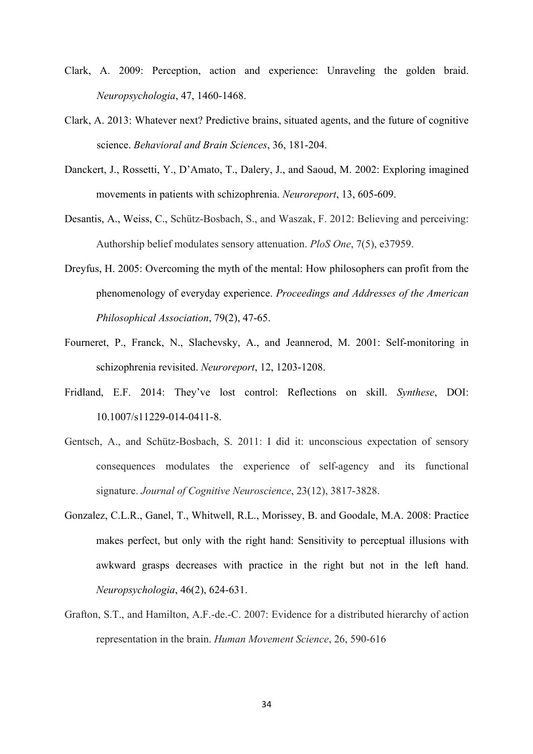Clark, A. 2009: Perception, action and experience: Unraveling the golden braid. *Neuropsychologia*, 47, 1460-1468.

Clark, A. 2013: Whatever next? Predictive brains, situated agents, and the future of cognitive science. *Behavioral and Brain Sciences*, 36, 181-204.

Danckert, J., Rossetti, Y., D'Amato, T., Dalery, J., and Saoud, M. 2002: Exploring imagined movements in patients with schizophrenia. *Neuroreport*, 13, 605-609.

Desantis, A., Weiss, C., Schütz-Bosbach, S., and Waszak, F. 2012: Believing and perceiving: Authorship belief modulates sensory attenuation. *PloS One*, 7(5), e37959.

Dreyfus, H. 2005: Overcoming the myth of the mental: How philosophers can profit from the phenomenology of everyday experience. *Proceedings and Addresses of the American Philosophical Association*, 79(2), 47-65.

Fourneret, P., Franck, N., Slachevsky, A., and Jeannerod, M. 2001: Self-monitoring in schizophrenia revisited. *Neuroreport*, 12, 1203-1208.

Fridland, E.F. 2014: They've lost control: Reflections on skill. *Synthese*, DOI: 10.1007/s11229-014-0411-8.

Gentsch, A., and Schütz-Bosbach, S. 2011: I did it: unconscious expectation of sensory consequences modulates the experience of self-agency and its functional signature. *Journal of Cognitive Neuroscience*, 23(12), 3817-3828.

Gonzalez, C.L.R., Ganel, T., Whitwell, R.L., Morissey, B. and Goodale, M.A. 2008: Practice makes perfect, but only with the right hand: Sensitivity to perceptual illusions with awkward grasps decreases with practice in the right but not in the left hand. *Neuropsychologia*, 46(2), 624-631.

Grafton, S.T., and Hamilton, A.F.-de.-C. 2007: Evidence for a distributed hierarchy of action representation in the brain. *Human Movement Science*, 26, 590-616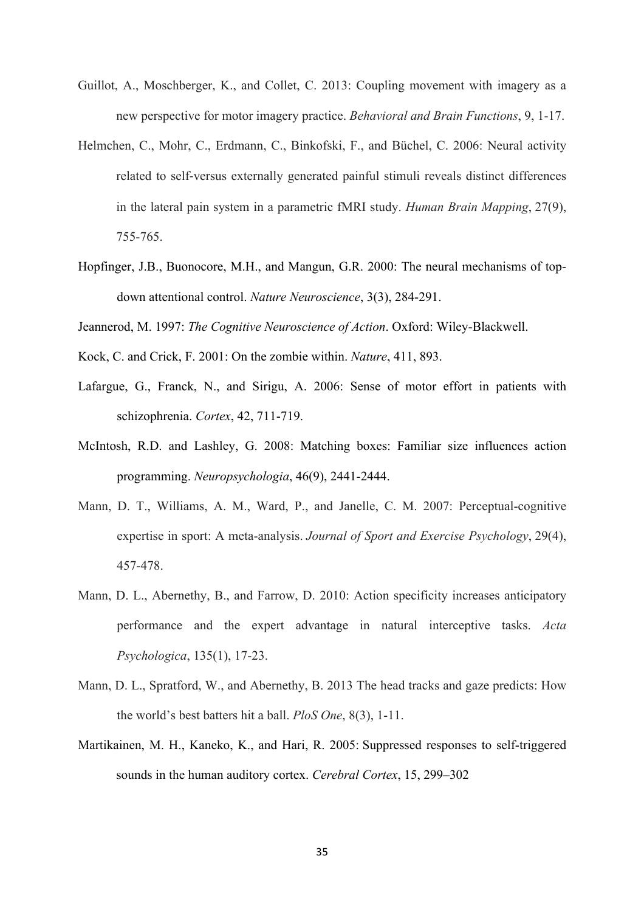Guillot, A., Moschberger, K., and Collet, C. 2013: Coupling movement with imagery as a new perspective for motor imagery practice. *Behavioral and Brain Functions*, 9, 1-17.

Helmchen, C., Mohr, C., Erdmann, C., Binkofski, F., and Büchel, C. 2006: Neural activity related to self-versus externally generated painful stimuli reveals distinct differences in the lateral pain system in a parametric fMRI study. *Human Brain Mapping*, 27(9), 755-765.

Hopfinger, J.B., Buonocore, M.H., and Mangun, G.R. 2000: The neural mechanisms of top-down attentional control. *Nature Neuroscience*, 3(3), 284-291.

Jeannerod, M. 1997: *The Cognitive Neuroscience of Action*. Oxford: Wiley-Blackwell.

Kock, C. and Crick, F. 2001: On the zombie within. *Nature*, 411, 893.

Lafargue, G., Franck, N., and Sirigu, A. 2006: Sense of motor effort in patients with schizophrenia. *Cortex*, 42, 711-719.

McIntosh, R.D. and Lashley, G. 2008: Matching boxes: Familiar size influences action programming. *Neuropsychologia*, 46(9), 2441-2444.

Mann, D. T., Williams, A. M., Ward, P., and Janelle, C. M. 2007: Perceptual-cognitive expertise in sport: A meta-analysis. *Journal of Sport and Exercise Psychology*, 29(4), 457-478.

Mann, D. L., Abernethy, B., and Farrow, D. 2010: Action specificity increases anticipatory performance and the expert advantage in natural interceptive tasks. *Acta Psychologica*, 135(1), 17-23.

Mann, D. L., Spratford, W., and Abernethy, B. 2013 The head tracks and gaze predicts: How the world's best batters hit a ball. *PloS One*, 8(3), 1-11.

Martikainen, M. H., Kaneko, K., and Hari, R. 2005: Suppressed responses to self-triggered sounds in the human auditory cortex. *Cerebral Cortex*, 15, 299–302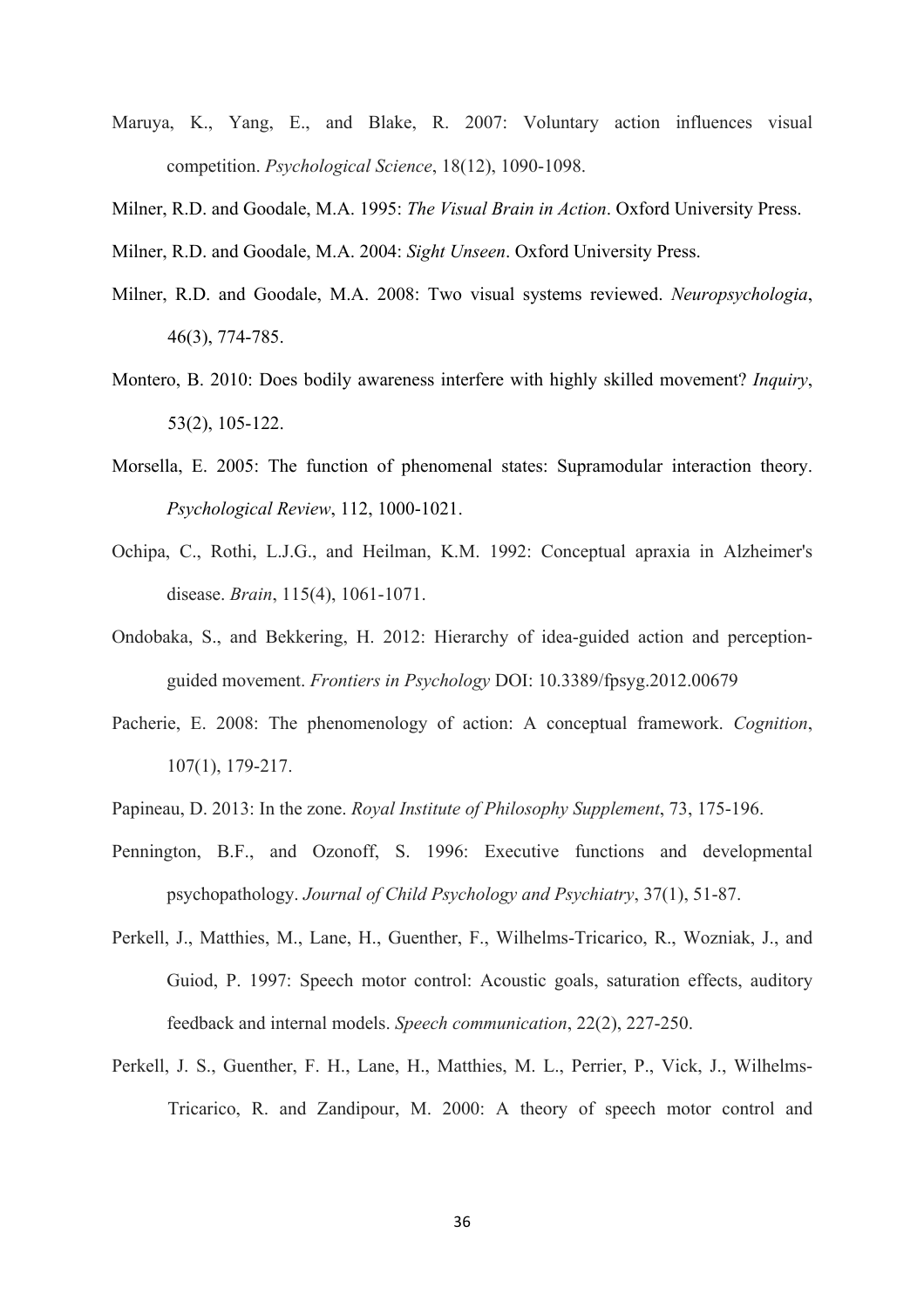Maruya, K., Yang, E., and Blake, R. 2007: Voluntary action influences visual competition. *Psychological Science*, 18(12), 1090-1098.

Milner, R.D. and Goodale, M.A. 1995: *The Visual Brain in Action*. Oxford University Press.

Milner, R.D. and Goodale, M.A. 2004: *Sight Unseen*. Oxford University Press.

Milner, R.D. and Goodale, M.A. 2008: Two visual systems reviewed. *Neuropsychologia*, 46(3), 774-785.

Montero, B. 2010: Does bodily awareness interfere with highly skilled movement? *Inquiry*, 53(2), 105-122.

Morsella, E. 2005: The function of phenomenal states: Supramodular interaction theory. *Psychological Review*, 112, 1000-1021.

Ochipa, C., Rothi, L.J.G., and Heilman, K.M. 1992: Conceptual apraxia in Alzheimer's disease. *Brain*, 115(4), 1061-1071.

Ondobaka, S., and Bekkering, H. 2012: Hierarchy of idea-guided action and perception-guided movement. *Frontiers in Psychology* DOI: 10.3389/fpsyg.2012.00679

Pacherie, E. 2008: The phenomenology of action: A conceptual framework. *Cognition*, 107(1), 179-217.

Papineau, D. 2013: In the zone. *Royal Institute of Philosophy Supplement*, 73, 175-196.

Pennington, B.F., and Ozonoff, S. 1996: Executive functions and developmental psychopathology. *Journal of Child Psychology and Psychiatry*, 37(1), 51-87.

Perkell, J., Matthies, M., Lane, H., Guenther, F., Wilhelms-Tricarico, R., Wozniak, J., and Guiod, P. 1997: Speech motor control: Acoustic goals, saturation effects, auditory feedback and internal models. *Speech communication*, 22(2), 227-250.

Perkell, J. S., Guenther, F. H., Lane, H., Matthies, M. L., Perrier, P., Vick, J., Wilhelms-Tricarico, R. and Zandipour, M. 2000: A theory of speech motor control and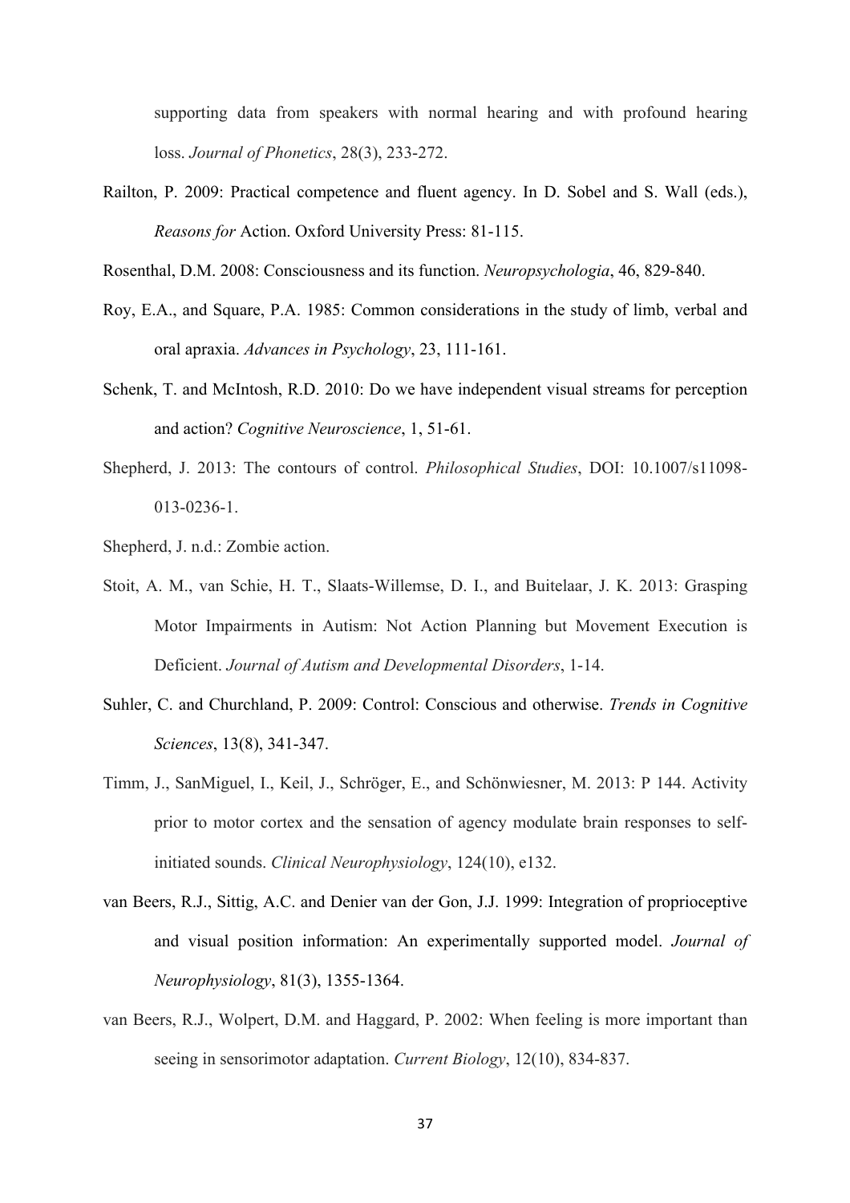supporting data from speakers with normal hearing and with profound hearing loss. *Journal of Phonetics*, 28(3), 233-272.

Railton, P. 2009: Practical competence and fluent agency. In D. Sobel and S. Wall (eds.), *Reasons for* Action. Oxford University Press: 81-115.

Rosenthal, D.M. 2008: Consciousness and its function. *Neuropsychologia*, 46, 829-840.

Roy, E.A., and Square, P.A. 1985: Common considerations in the study of limb, verbal and oral apraxia. *Advances in Psychology*, 23, 111-161.

Schenk, T. and McIntosh, R.D. 2010: Do we have independent visual streams for perception and action? *Cognitive Neuroscience*, 1, 51-61.

Shepherd, J. 2013: The contours of control. *Philosophical Studies*, DOI: 10.1007/s11098-013-0236-1.

Shepherd, J. n.d.: Zombie action.

Stoit, A. M., van Schie, H. T., Slaats-Willemse, D. I., and Buitelaar, J. K. 2013: Grasping Motor Impairments in Autism: Not Action Planning but Movement Execution is Deficient. *Journal of Autism and Developmental Disorders*, 1-14.

Suhler, C. and Churchland, P. 2009: Control: Conscious and otherwise. *Trends in Cognitive Sciences*, 13(8), 341-347.

Timm, J., SanMiguel, I., Keil, J., Schröger, E., and Schönwiesner, M. 2013: P 144. Activity prior to motor cortex and the sensation of agency modulate brain responses to self-initiated sounds. *Clinical Neurophysiology*, 124(10), e132.

van Beers, R.J., Sittig, A.C. and Denier van der Gon, J.J. 1999: Integration of proprioceptive and visual position information: An experimentally supported model. *Journal of Neurophysiology*, 81(3), 1355-1364.

van Beers, R.J., Wolpert, D.M. and Haggard, P. 2002: When feeling is more important than seeing in sensorimotor adaptation. *Current Biology*, 12(10), 834-837.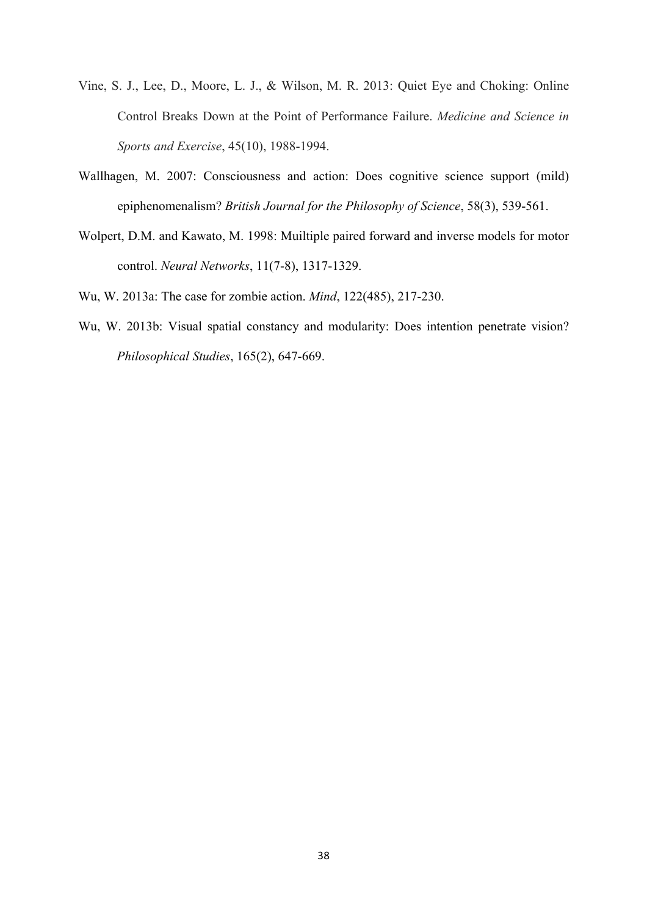Vine, S. J., Lee, D., Moore, L. J., & Wilson, M. R. 2013: Quiet Eye and Choking: Online Control Breaks Down at the Point of Performance Failure. *Medicine and Science in Sports and Exercise*, 45(10), 1988-1994.

Wallhagen, M. 2007: Consciousness and action: Does cognitive science support (mild) epiphenomenalism? *British Journal for the Philosophy of Science*, 58(3), 539-561.

Wolpert, D.M. and Kawato, M. 1998: Muiltiple paired forward and inverse models for motor control. *Neural Networks*, 11(7-8), 1317-1329.

Wu, W. 2013a: The case for zombie action. *Mind*, 122(485), 217-230.

Wu, W. 2013b: Visual spatial constancy and modularity: Does intention penetrate vision? *Philosophical Studies*, 165(2), 647-669.